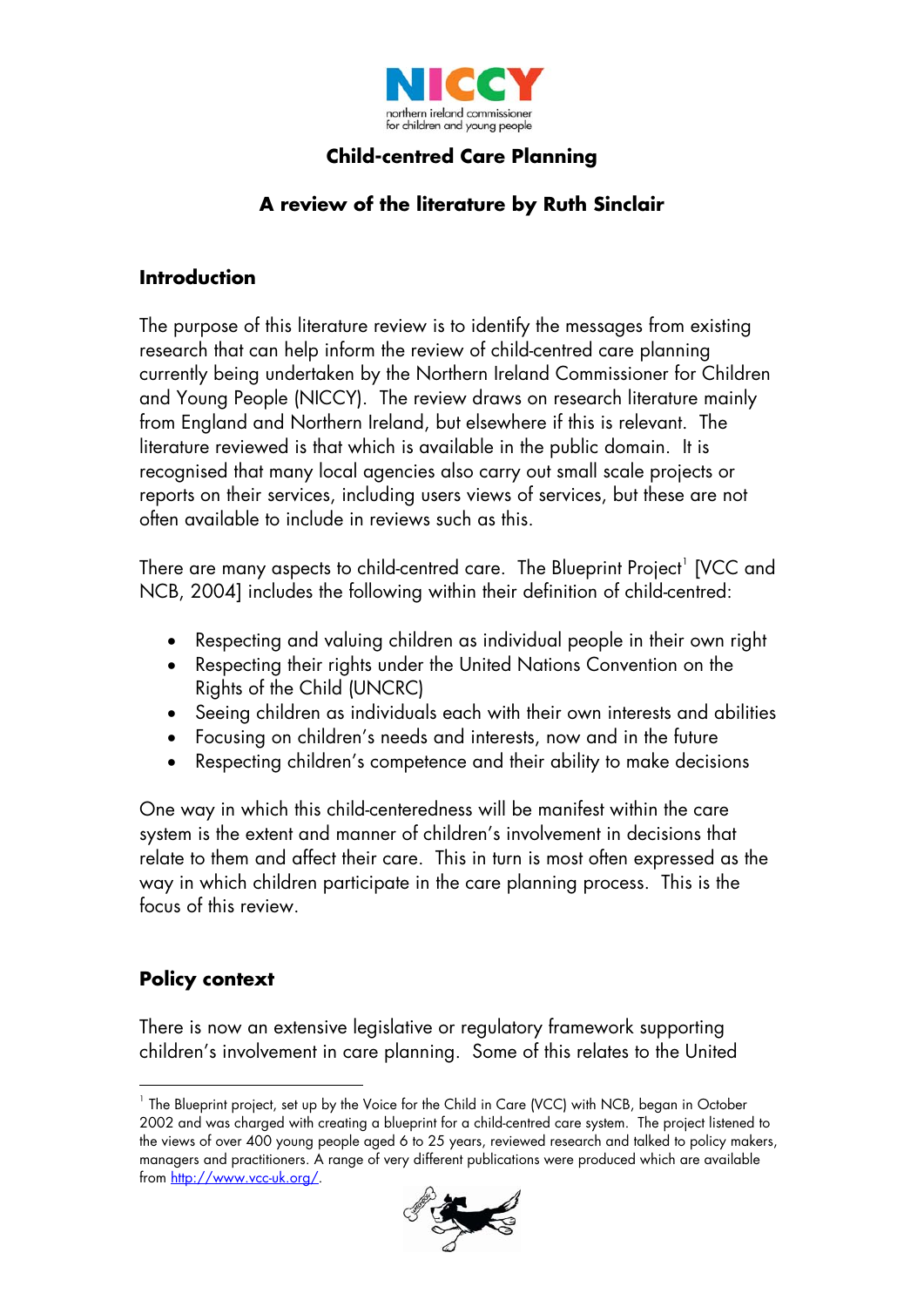# Child-centred Care Planning

## A review of the literature by Ruth Sinclair

### Introduction

The purpose of this literature review is to identify the messages from existing research that can help inform the review of child-centred care planning currently being undertaken by the Northern Ireland Commissioner for Children and Young People (NICCY). The review draws on research literature mainly from England and Northern Ireland, but elsewhere if this is relevant. The literature reviewed is that which is available in the public domain. It is recognised that many local agencies also carry out small scale projects or reports on their services, including users views of services, but these are not often available to include in reviews such as this.

There are many aspects to child-centred care. The Blueprint Project[1] [VCC and NCB, 2004] includes the following within their definition of child-centred:

- Respecting and valuing children as individual people in their own right
- Respecting their rights under the United Nations Convention on the Rights of the Child (UNCRC)
- Seeing children as individuals each with their own interests and abilities
- Focusing on children's needs and interests, now and in the future
- Respecting children's competence and their ability to make decisions

One way in which this child-centeredness will be manifest within the care system is the extent and manner of children's involvement in decisions that relate to them and affect their care. This in turn is most often expressed as the way in which children participate in the care planning process. This is the focus of this review.

### Policy context

There is now an extensive legislative or regulatory framework supporting children's involvement in care planning. Some of this relates to the United

[1] The Blueprint project, set up by the Voice for the Child in Care (VCC) with NCB, began in October 2002 and was charged with creating a blueprint for a child-centred care system. The project listened to the views of over 400 young people aged 6 to 25 years, reviewed research and talked to policy makers, managers and practitioners. A range of very different publications were produced which are available from http://www.vcc-uk.org/.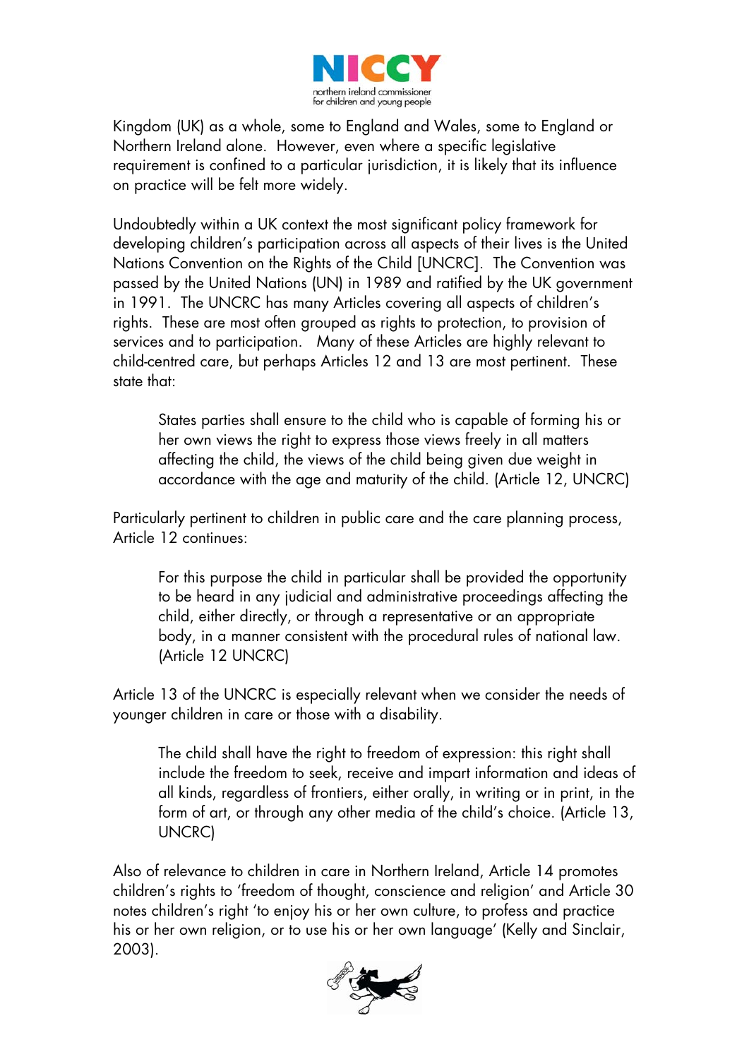Kingdom (UK) as a whole, some to England and Wales, some to England or Northern Ireland alone. However, even where a specific legislative requirement is confined to a particular jurisdiction, it is likely that its influence on practice will be felt more widely.

Undoubtedly within a UK context the most significant policy framework for developing children's participation across all aspects of their lives is the United Nations Convention on the Rights of the Child [UNCRC]. The Convention was passed by the United Nations (UN) in 1989 and ratified by the UK government in 1991. The UNCRC has many Articles covering all aspects of children's rights. These are most often grouped as rights to protection, to provision of services and to participation. Many of these Articles are highly relevant to child-centred care, but perhaps Articles 12 and 13 are most pertinent. These state that:

> States parties shall ensure to the child who is capable of forming his or her own views the right to express those views freely in all matters affecting the child, the views of the child being given due weight in accordance with the age and maturity of the child. (Article 12, UNCRC)

Particularly pertinent to children in public care and the care planning process, Article 12 continues:

> For this purpose the child in particular shall be provided the opportunity to be heard in any judicial and administrative proceedings affecting the child, either directly, or through a representative or an appropriate body, in a manner consistent with the procedural rules of national law. (Article 12 UNCRC)

Article 13 of the UNCRC is especially relevant when we consider the needs of younger children in care or those with a disability.

> The child shall have the right to freedom of expression: this right shall include the freedom to seek, receive and impart information and ideas of all kinds, regardless of frontiers, either orally, in writing or in print, in the form of art, or through any other media of the child's choice. (Article 13, UNCRC)

Also of relevance to children in care in Northern Ireland, Article 14 promotes children's rights to 'freedom of thought, conscience and religion' and Article 30 notes children's right 'to enjoy his or her own culture, to profess and practice his or her own religion, or to use his or her own language' (Kelly and Sinclair, 2003).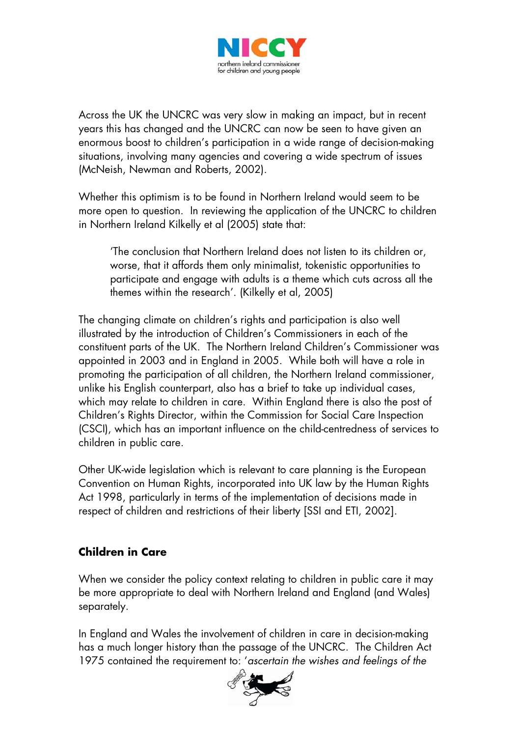Across the UK the UNCRC was very slow in making an impact, but in recent years this has changed and the UNCRC can now be seen to have given an enormous boost to children's participation in a wide range of decision-making situations, involving many agencies and covering a wide spectrum of issues (McNeish, Newman and Roberts, 2002).

Whether this optimism is to be found in Northern Ireland would seem to be more open to question. In reviewing the application of the UNCRC to children in Northern Ireland Kilkelly et al (2005) state that:

> 'The conclusion that Northern Ireland does not listen to its children or, worse, that it affords them only minimalist, tokenistic opportunities to participate and engage with adults is a theme which cuts across all the themes within the research'. (Kilkelly et al, 2005)

The changing climate on children's rights and participation is also well illustrated by the introduction of Children's Commissioners in each of the constituent parts of the UK. The Northern Ireland Children's Commissioner was appointed in 2003 and in England in 2005. While both will have a role in promoting the participation of all children, the Northern Ireland commissioner, unlike his English counterpart, also has a brief to take up individual cases, which may relate to children in care. Within England there is also the post of Children's Rights Director, within the Commission for Social Care Inspection (CSCI), which has an important influence on the child-centredness of services to children in public care.

Other UK-wide legislation which is relevant to care planning is the European Convention on Human Rights, incorporated into UK law by the Human Rights Act 1998, particularly in terms of the implementation of decisions made in respect of children and restrictions of their liberty [SSI and ETI, 2002].

## Children in Care

When we consider the policy context relating to children in public care it may be more appropriate to deal with Northern Ireland and England (and Wales) separately.

In England and Wales the involvement of children in care in decision-making has a much longer history than the passage of the UNCRC. The Children Act 1975 contained the requirement to: '*ascertain the wishes and feelings of the*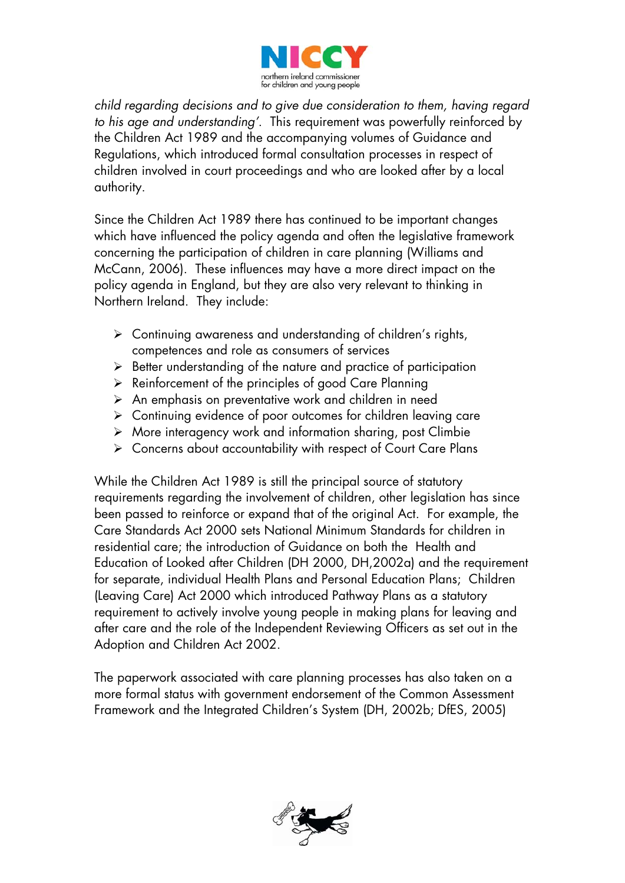*child regarding decisions and to give due consideration to them, having regard to his age and understanding'*. This requirement was powerfully reinforced by the Children Act 1989 and the accompanying volumes of Guidance and Regulations, which introduced formal consultation processes in respect of children involved in court proceedings and who are looked after by a local authority.

Since the Children Act 1989 there has continued to be important changes which have influenced the policy agenda and often the legislative framework concerning the participation of children in care planning (Williams and McCann, 2006). These influences may have a more direct impact on the policy agenda in England, but they are also very relevant to thinking in Northern Ireland. They include:

- Continuing awareness and understanding of children's rights, competences and role as consumers of services
- Better understanding of the nature and practice of participation
- Reinforcement of the principles of good Care Planning
- An emphasis on preventative work and children in need
- Continuing evidence of poor outcomes for children leaving care
- More interagency work and information sharing, post Climbie
- Concerns about accountability with respect of Court Care Plans

While the Children Act 1989 is still the principal source of statutory requirements regarding the involvement of children, other legislation has since been passed to reinforce or expand that of the original Act. For example, the Care Standards Act 2000 sets National Minimum Standards for children in residential care; the introduction of Guidance on both the Health and Education of Looked after Children (DH 2000, DH,2002a) and the requirement for separate, individual Health Plans and Personal Education Plans; Children (Leaving Care) Act 2000 which introduced Pathway Plans as a statutory requirement to actively involve young people in making plans for leaving and after care and the role of the Independent Reviewing Officers as set out in the Adoption and Children Act 2002.

The paperwork associated with care planning processes has also taken on a more formal status with government endorsement of the Common Assessment Framework and the Integrated Children's System (DH, 2002b; DfES, 2005)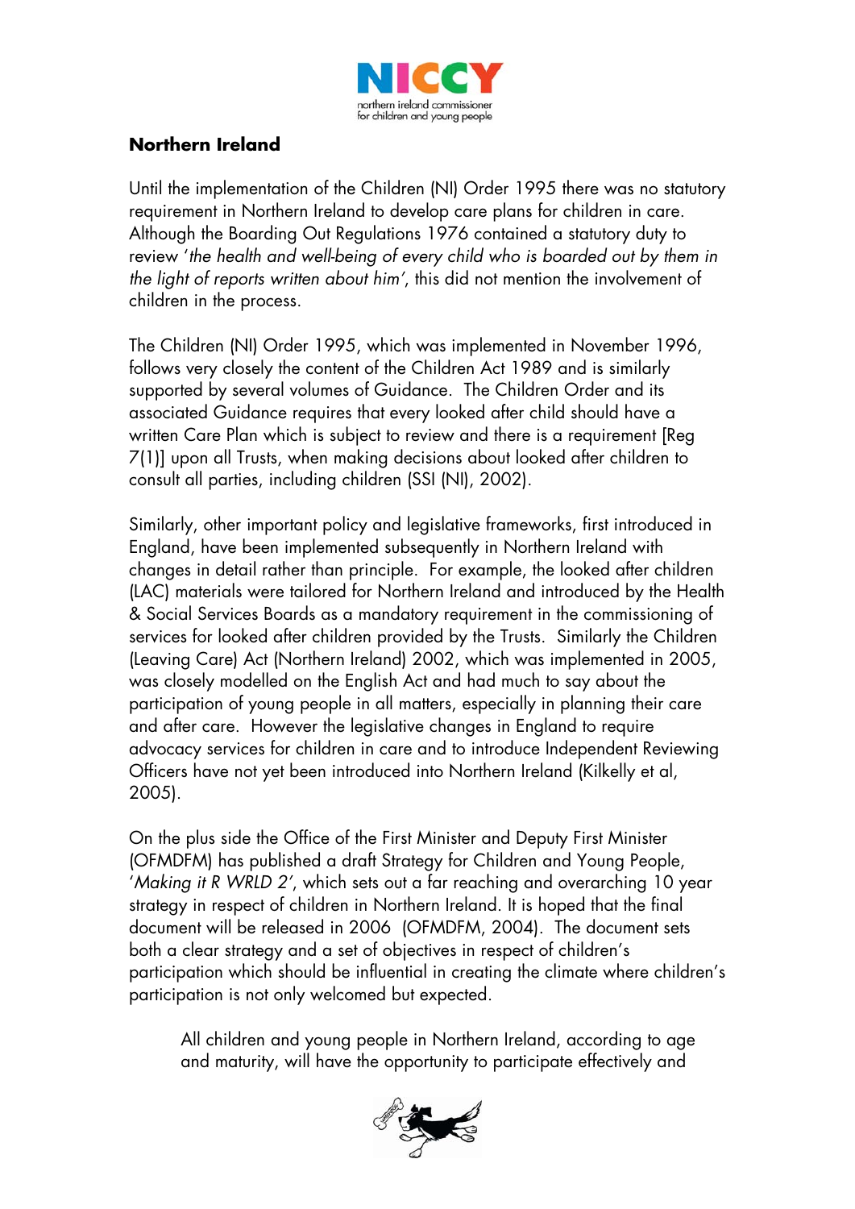## Northern Ireland

Until the implementation of the Children (NI) Order 1995 there was no statutory requirement in Northern Ireland to develop care plans for children in care. Although the Boarding Out Regulations 1976 contained a statutory duty to review '*the health and well-being of every child who is boarded out by them in the light of reports written about him*', this did not mention the involvement of children in the process.

The Children (NI) Order 1995, which was implemented in November 1996, follows very closely the content of the Children Act 1989 and is similarly supported by several volumes of Guidance. The Children Order and its associated Guidance requires that every looked after child should have a written Care Plan which is subject to review and there is a requirement [Reg 7(1)] upon all Trusts, when making decisions about looked after children to consult all parties, including children (SSI (NI), 2002).

Similarly, other important policy and legislative frameworks, first introduced in England, have been implemented subsequently in Northern Ireland with changes in detail rather than principle. For example, the looked after children (LAC) materials were tailored for Northern Ireland and introduced by the Health & Social Services Boards as a mandatory requirement in the commissioning of services for looked after children provided by the Trusts. Similarly the Children (Leaving Care) Act (Northern Ireland) 2002, which was implemented in 2005, was closely modelled on the English Act and had much to say about the participation of young people in all matters, especially in planning their care and after care. However the legislative changes in England to require advocacy services for children in care and to introduce Independent Reviewing Officers have not yet been introduced into Northern Ireland (Kilkelly et al, 2005).

On the plus side the Office of the First Minister and Deputy First Minister (OFMDFM) has published a draft Strategy for Children and Young People, '*Making it R WRLD 2*', which sets out a far reaching and overarching 10 year strategy in respect of children in Northern Ireland. It is hoped that the final document will be released in 2006 (OFMDFM, 2004). The document sets both a clear strategy and a set of objectives in respect of children's participation which should be influential in creating the climate where children's participation is not only welcomed but expected.

> All children and young people in Northern Ireland, according to age and maturity, will have the opportunity to participate effectively and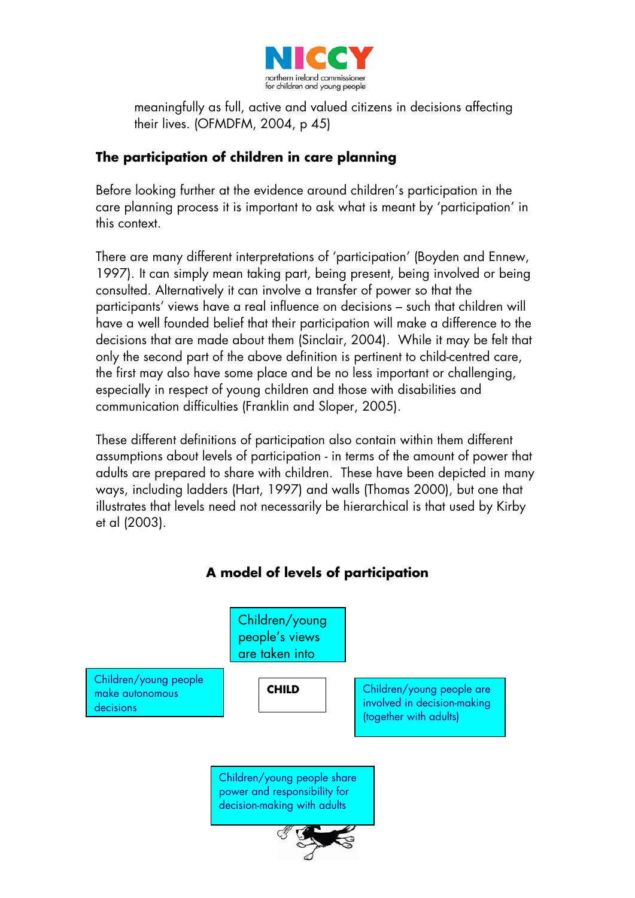meaningfully as full, active and valued citizens in decisions affecting their lives. (OFMDFM, 2004, p 45)

## The participation of children in care planning

Before looking further at the evidence around children's participation in the care planning process it is important to ask what is meant by 'participation' in this context.

There are many different interpretations of 'participation' (Boyden and Ennew, 1997). It can simply mean taking part, being present, being involved or being consulted. Alternatively it can involve a transfer of power so that the participants' views have a real influence on decisions – such that children will have a well founded belief that their participation will make a difference to the decisions that are made about them (Sinclair, 2004). While it may be felt that only the second part of the above definition is pertinent to child-centred care, the first may also have some place and be no less important or challenging, especially in respect of young children and those with disabilities and communication difficulties (Franklin and Sloper, 2005).

These different definitions of participation also contain within them different assumptions about levels of participation - in terms of the amount of power that adults are prepared to share with children. These have been depicted in many ways, including ladders (Hart, 1997) and walls (Thomas 2000), but one that illustrates that levels need not necessarily be hierarchical is that used by Kirby et al (2003).

### A model of levels of participation

Children/young people's views are taken into

Children/young people make autonomous decisions

**CHILD**

Children/young people are involved in decision-making (together with adults)

Children/young people share power and responsibility for decision-making with adults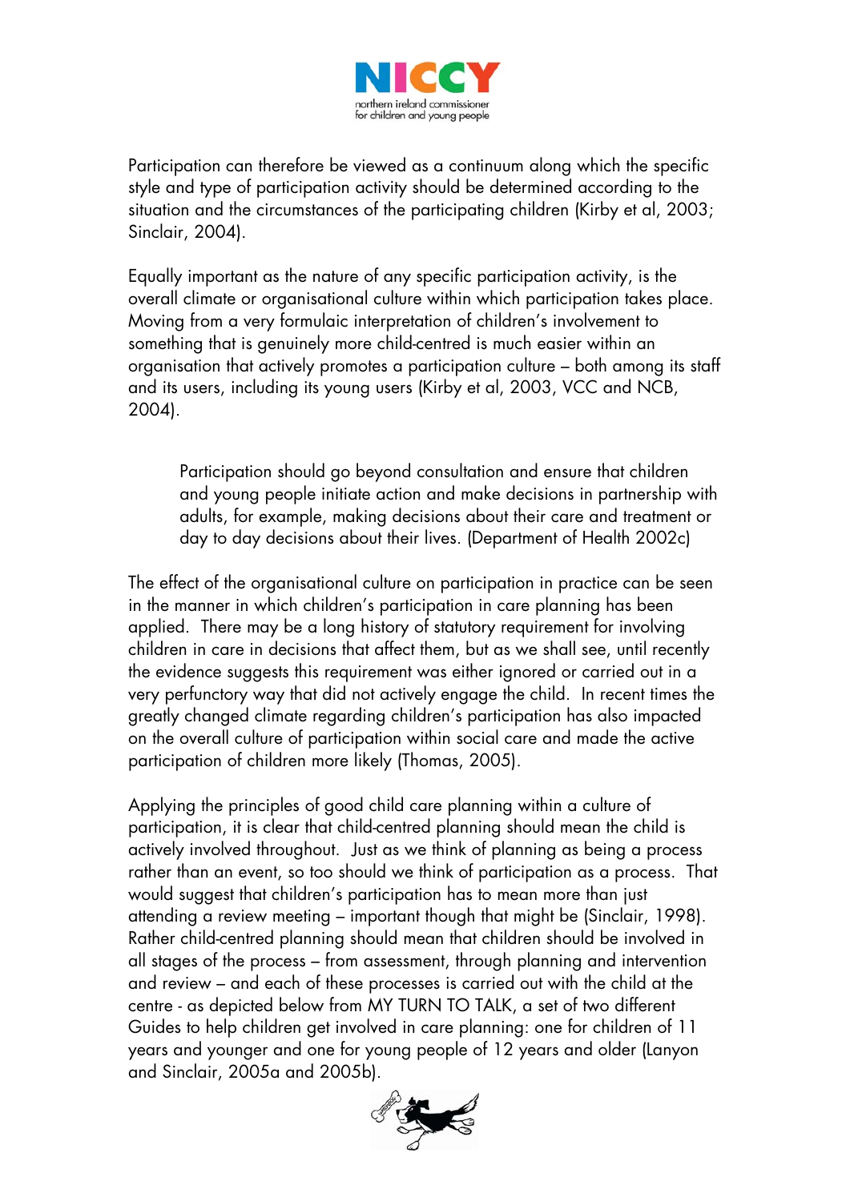Participation can therefore be viewed as a continuum along which the specific style and type of participation activity should be determined according to the situation and the circumstances of the participating children (Kirby et al, 2003; Sinclair, 2004).

Equally important as the nature of any specific participation activity, is the overall climate or organisational culture within which participation takes place. Moving from a very formulaic interpretation of children's involvement to something that is genuinely more child-centred is much easier within an organisation that actively promotes a participation culture – both among its staff and its users, including its young users (Kirby et al, 2003, VCC and NCB, 2004).

> Participation should go beyond consultation and ensure that children and young people initiate action and make decisions in partnership with adults, for example, making decisions about their care and treatment or day to day decisions about their lives. (Department of Health 2002c)

The effect of the organisational culture on participation in practice can be seen in the manner in which children's participation in care planning has been applied. There may be a long history of statutory requirement for involving children in care in decisions that affect them, but as we shall see, until recently the evidence suggests this requirement was either ignored or carried out in a very perfunctory way that did not actively engage the child. In recent times the greatly changed climate regarding children's participation has also impacted on the overall culture of participation within social care and made the active participation of children more likely (Thomas, 2005).

Applying the principles of good child care planning within a culture of participation, it is clear that child-centred planning should mean the child is actively involved throughout. Just as we think of planning as being a process rather than an event, so too should we think of participation as a process. That would suggest that children's participation has to mean more than just attending a review meeting – important though that might be (Sinclair, 1998). Rather child-centred planning should mean that children should be involved in all stages of the process – from assessment, through planning and intervention and review – and each of these processes is carried out with the child at the centre - as depicted below from MY TURN TO TALK, a set of two different Guides to help children get involved in care planning: one for children of 11 years and younger and one for young people of 12 years and older (Lanyon and Sinclair, 2005a and 2005b).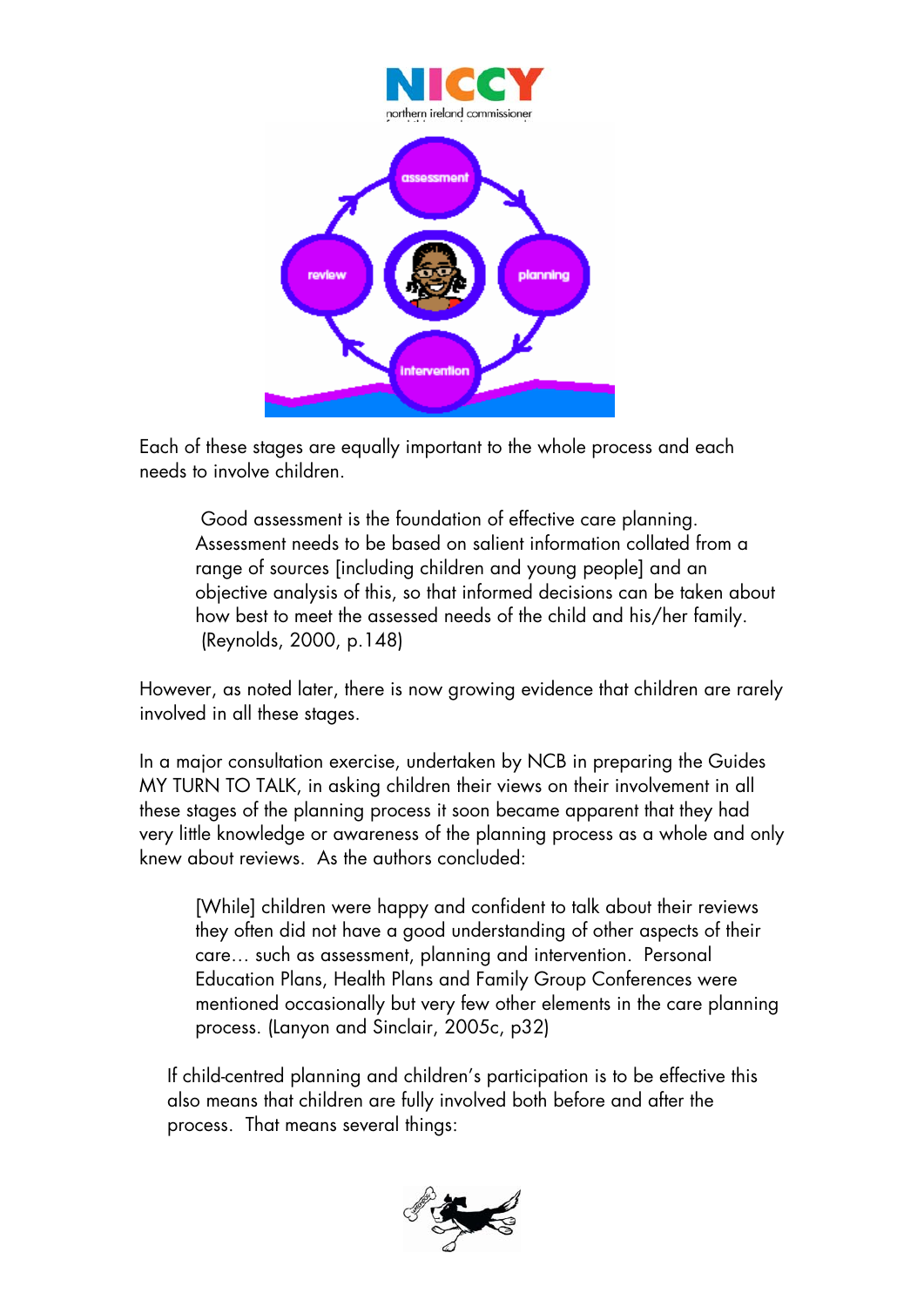Each of these stages are equally important to the whole process and each needs to involve children.

> Good assessment is the foundation of effective care planning. Assessment needs to be based on salient information collated from a range of sources [including children and young people] and an objective analysis of this, so that informed decisions can be taken about how best to meet the assessed needs of the child and his/her family. (Reynolds, 2000, p.148)

However, as noted later, there is now growing evidence that children are rarely involved in all these stages.

In a major consultation exercise, undertaken by NCB in preparing the Guides MY TURN TO TALK, in asking children their views on their involvement in all these stages of the planning process it soon became apparent that they had very little knowledge or awareness of the planning process as a whole and only knew about reviews. As the authors concluded:

> [While] children were happy and confident to talk about their reviews they often did not have a good understanding of other aspects of their care… such as assessment, planning and intervention. Personal Education Plans, Health Plans and Family Group Conferences were mentioned occasionally but very few other elements in the care planning process. (Lanyon and Sinclair, 2005c, p32)

If child-centred planning and children's participation is to be effective this also means that children are fully involved both before and after the process. That means several things: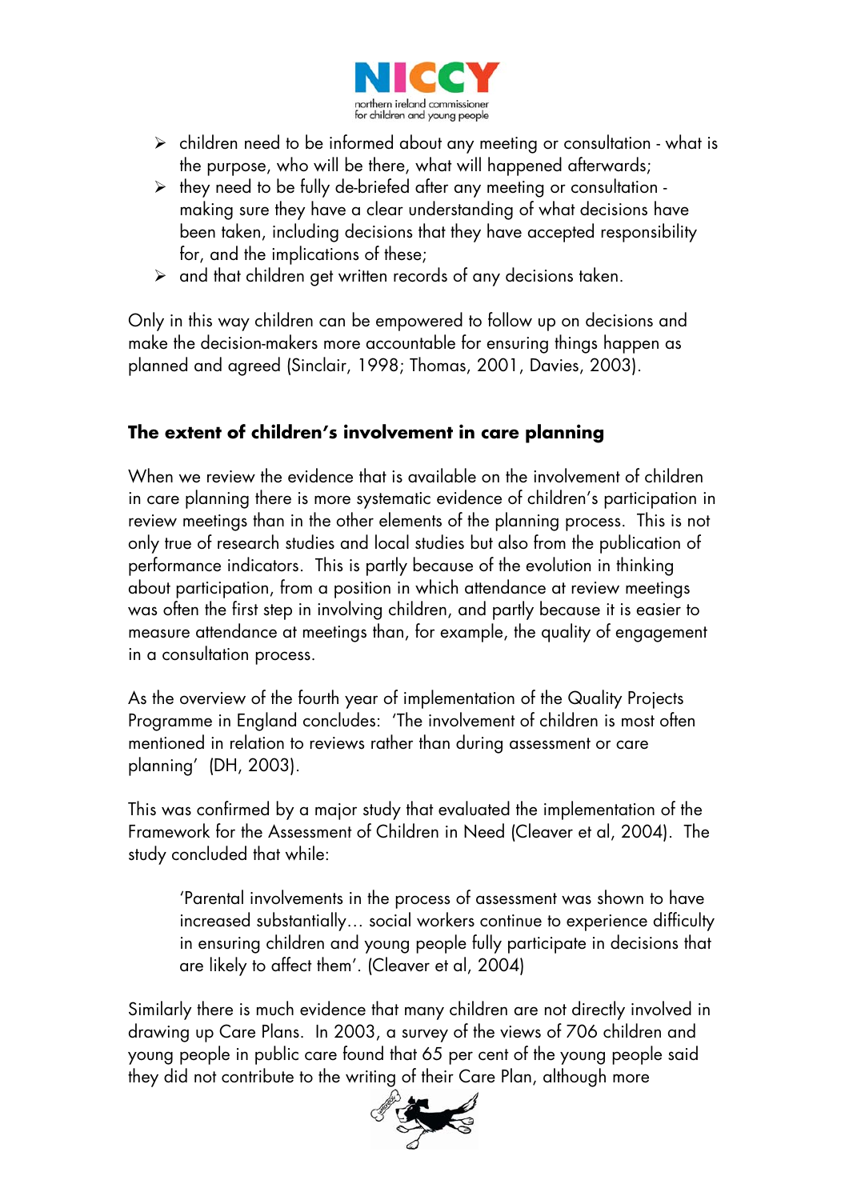- children need to be informed about any meeting or consultation - what is the purpose, who will be there, what will happened afterwards;
- they need to be fully de-briefed after any meeting or consultation - making sure they have a clear understanding of what decisions have been taken, including decisions that they have accepted responsibility for, and the implications of these;
- and that children get written records of any decisions taken.

Only in this way children can be empowered to follow up on decisions and make the decision-makers more accountable for ensuring things happen as planned and agreed (Sinclair, 1998; Thomas, 2001, Davies, 2003).

### The extent of children's involvement in care planning

When we review the evidence that is available on the involvement of children in care planning there is more systematic evidence of children's participation in review meetings than in the other elements of the planning process. This is not only true of research studies and local studies but also from the publication of performance indicators. This is partly because of the evolution in thinking about participation, from a position in which attendance at review meetings was often the first step in involving children, and partly because it is easier to measure attendance at meetings than, for example, the quality of engagement in a consultation process.

As the overview of the fourth year of implementation of the Quality Projects Programme in England concludes: 'The involvement of children is most often mentioned in relation to reviews rather than during assessment or care planning' (DH, 2003).

This was confirmed by a major study that evaluated the implementation of the Framework for the Assessment of Children in Need (Cleaver et al, 2004). The study concluded that while:

> 'Parental involvements in the process of assessment was shown to have increased substantially… social workers continue to experience difficulty in ensuring children and young people fully participate in decisions that are likely to affect them'. (Cleaver et al, 2004)

Similarly there is much evidence that many children are not directly involved in drawing up Care Plans. In 2003, a survey of the views of 706 children and young people in public care found that 65 per cent of the young people said they did not contribute to the writing of their Care Plan, although more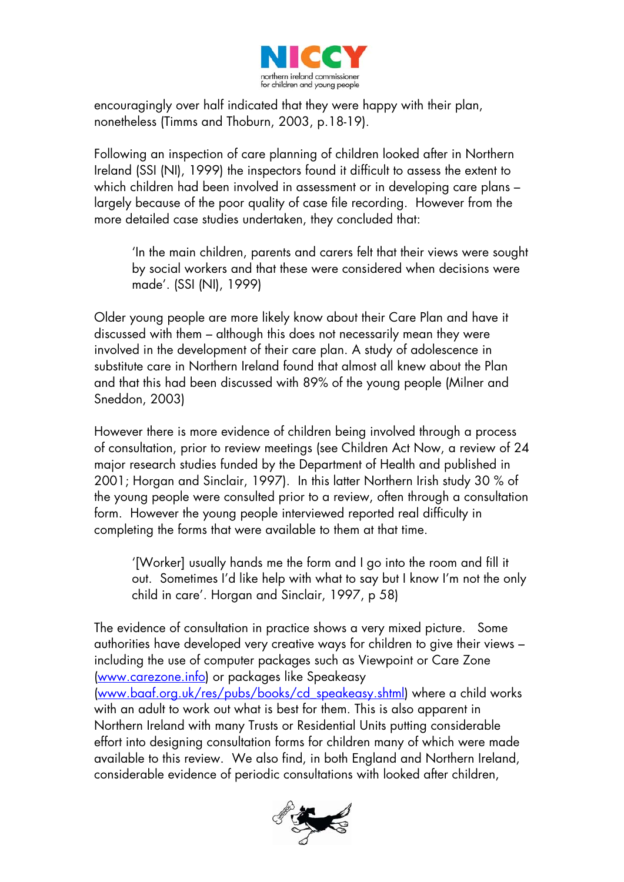encouragingly over half indicated that they were happy with their plan, nonetheless (Timms and Thoburn, 2003, p.18-19).

Following an inspection of care planning of children looked after in Northern Ireland (SSI (NI), 1999) the inspectors found it difficult to assess the extent to which children had been involved in assessment or in developing care plans – largely because of the poor quality of case file recording. However from the more detailed case studies undertaken, they concluded that:

> 'In the main children, parents and carers felt that their views were sought by social workers and that these were considered when decisions were made'. (SSI (NI), 1999)

Older young people are more likely know about their Care Plan and have it discussed with them – although this does not necessarily mean they were involved in the development of their care plan. A study of adolescence in substitute care in Northern Ireland found that almost all knew about the Plan and that this had been discussed with 89% of the young people (Milner and Sneddon, 2003)

However there is more evidence of children being involved through a process of consultation, prior to review meetings (see Children Act Now, a review of 24 major research studies funded by the Department of Health and published in 2001; Horgan and Sinclair, 1997). In this latter Northern Irish study 30 % of the young people were consulted prior to a review, often through a consultation form. However the young people interviewed reported real difficulty in completing the forms that were available to them at that time.

> '[Worker] usually hands me the form and I go into the room and fill it out. Sometimes I'd like help with what to say but I know I'm not the only child in care'. Horgan and Sinclair, 1997, p 58)

The evidence of consultation in practice shows a very mixed picture. Some authorities have developed very creative ways for children to give their views – including the use of computer packages such as Viewpoint or Care Zone (www.carezone.info) or packages like Speakeasy (www.baaf.org.uk/res/pubs/books/cd_speakeasy.shtml) where a child works with an adult to work out what is best for them. This is also apparent in Northern Ireland with many Trusts or Residential Units putting considerable effort into designing consultation forms for children many of which were made available to this review. We also find, in both England and Northern Ireland, considerable evidence of periodic consultations with looked after children,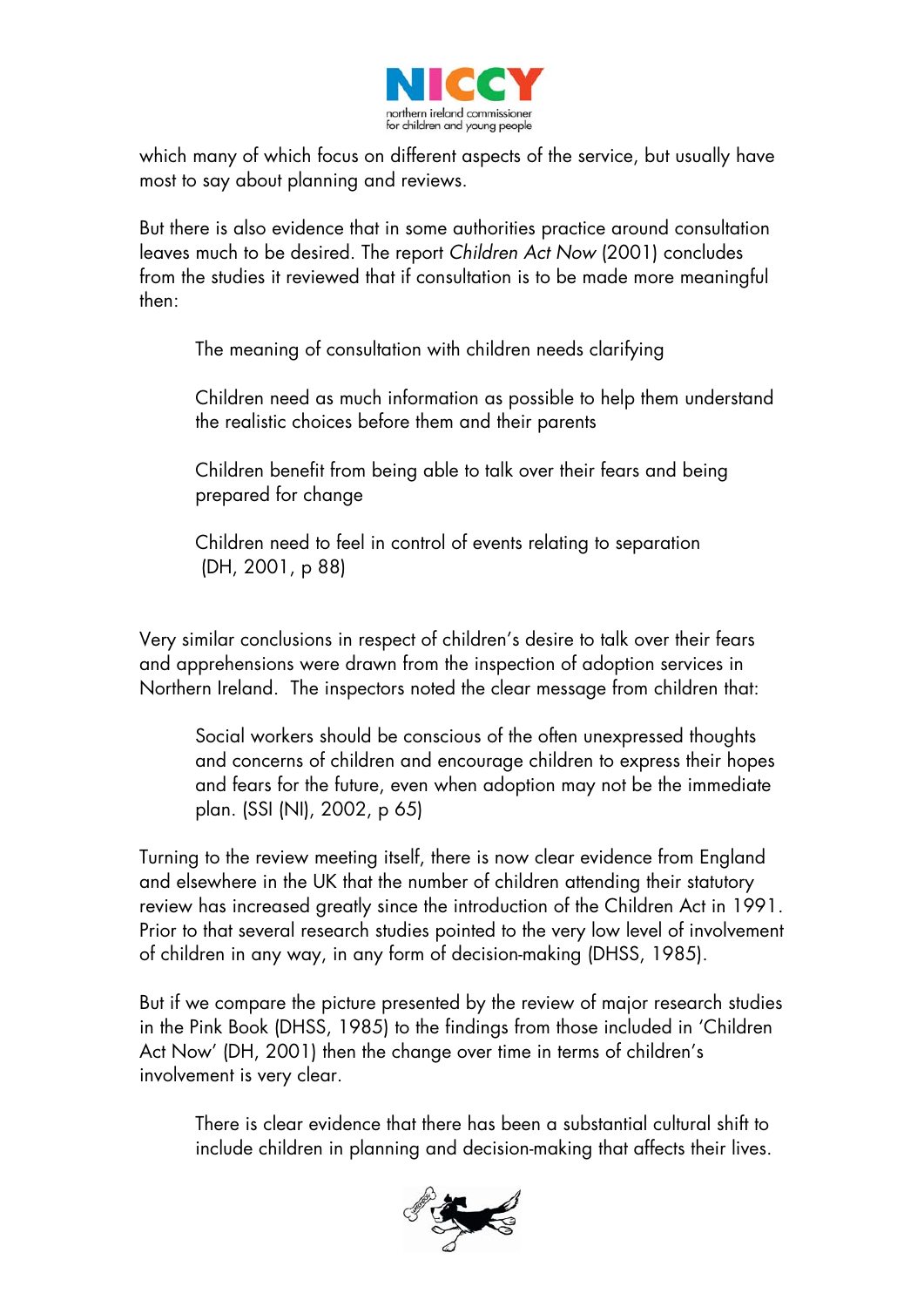which many of which focus on different aspects of the service, but usually have most to say about planning and reviews.

But there is also evidence that in some authorities practice around consultation leaves much to be desired. The report *Children Act Now* (2001) concludes from the studies it reviewed that if consultation is to be made more meaningful then:

> The meaning of consultation with children needs clarifying
>
> Children need as much information as possible to help them understand the realistic choices before them and their parents
>
> Children benefit from being able to talk over their fears and being prepared for change
>
> Children need to feel in control of events relating to separation (DH, 2001, p 88)

Very similar conclusions in respect of children's desire to talk over their fears and apprehensions were drawn from the inspection of adoption services in Northern Ireland. The inspectors noted the clear message from children that:

> Social workers should be conscious of the often unexpressed thoughts and concerns of children and encourage children to express their hopes and fears for the future, even when adoption may not be the immediate plan. (SSI (NI), 2002, p 65)

Turning to the review meeting itself, there is now clear evidence from England and elsewhere in the UK that the number of children attending their statutory review has increased greatly since the introduction of the Children Act in 1991. Prior to that several research studies pointed to the very low level of involvement of children in any way, in any form of decision-making (DHSS, 1985).

But if we compare the picture presented by the review of major research studies in the Pink Book (DHSS, 1985) to the findings from those included in 'Children Act Now' (DH, 2001) then the change over time in terms of children's involvement is very clear.

> There is clear evidence that there has been a substantial cultural shift to include children in planning and decision-making that affects their lives.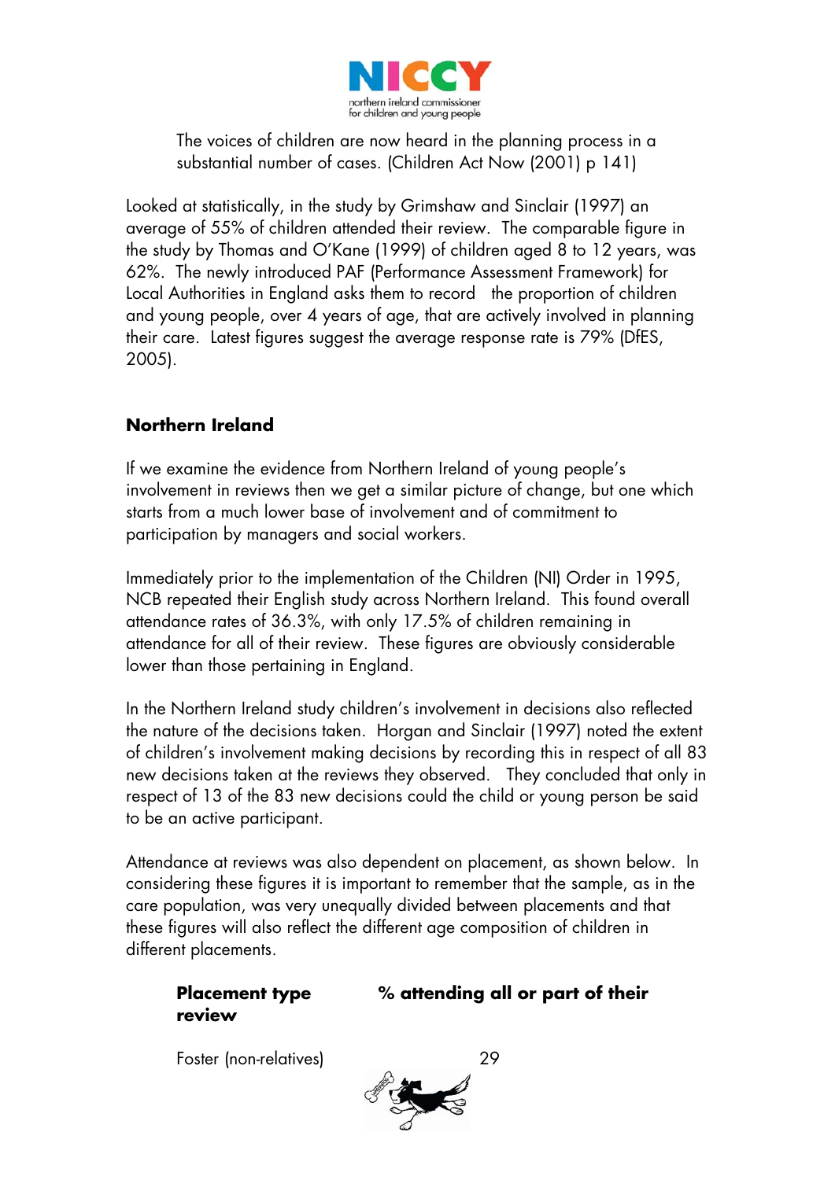The voices of children are now heard in the planning process in a substantial number of cases. (Children Act Now (2001) p 141)

Looked at statistically, in the study by Grimshaw and Sinclair (1997) an average of 55% of children attended their review. The comparable figure in the study by Thomas and O'Kane (1999) of children aged 8 to 12 years, was 62%. The newly introduced PAF (Performance Assessment Framework) for Local Authorities in England asks them to record the proportion of children and young people, over 4 years of age, that are actively involved in planning their care. Latest figures suggest the average response rate is 79% (DfES, 2005).

## Northern Ireland

If we examine the evidence from Northern Ireland of young people's involvement in reviews then we get a similar picture of change, but one which starts from a much lower base of involvement and of commitment to participation by managers and social workers.

Immediately prior to the implementation of the Children (NI) Order in 1995, NCB repeated their English study across Northern Ireland. This found overall attendance rates of 36.3%, with only 17.5% of children remaining in attendance for all of their review. These figures are obviously considerable lower than those pertaining in England.

In the Northern Ireland study children's involvement in decisions also reflected the nature of the decisions taken. Horgan and Sinclair (1997) noted the extent of children's involvement making decisions by recording this in respect of all 83 new decisions taken at the reviews they observed. They concluded that only in respect of 13 of the 83 new decisions could the child or young person be said to be an active participant.

Attendance at reviews was also dependent on placement, as shown below. In considering these figures it is important to remember that the sample, as in the care population, was very unequally divided between placements and that these figures will also reflect the different age composition of children in different placements.

| Placement type | % attending all or part of their review |
|---|---|
| Foster (non-relatives) | 29 |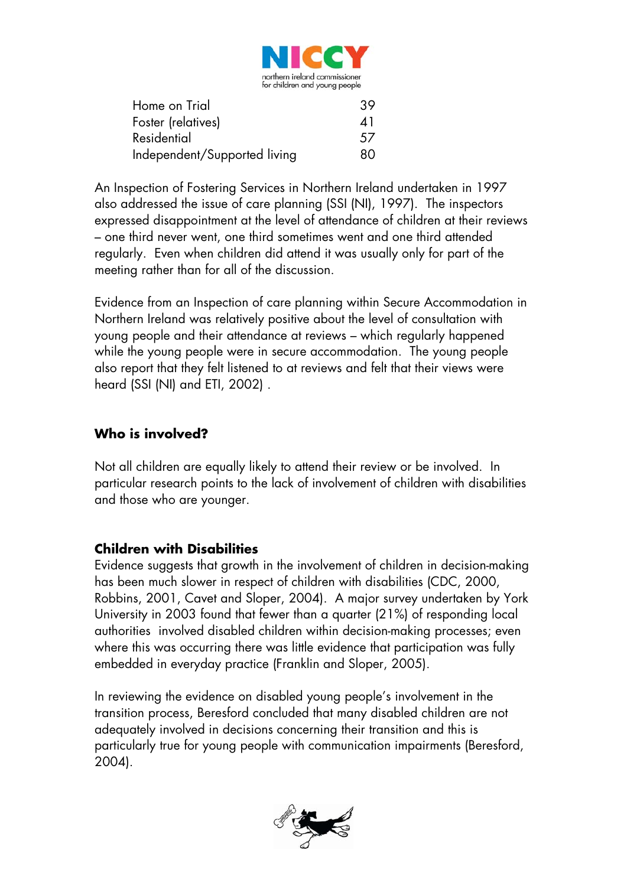| | |
|---|---|
| Home on Trial | 39 |
| Foster (relatives) | 41 |
| Residential | 57 |
| Independent/Supported living | 80 |

An Inspection of Fostering Services in Northern Ireland undertaken in 1997 also addressed the issue of care planning (SSI (NI), 1997). The inspectors expressed disappointment at the level of attendance of children at their reviews – one third never went, one third sometimes went and one third attended regularly. Even when children did attend it was usually only for part of the meeting rather than for all of the discussion.

Evidence from an Inspection of care planning within Secure Accommodation in Northern Ireland was relatively positive about the level of consultation with young people and their attendance at reviews – which regularly happened while the young people were in secure accommodation. The young people also report that they felt listened to at reviews and felt that their views were heard (SSI (NI) and ETI, 2002) .

**Who is involved?**

Not all children are equally likely to attend their review or be involved. In particular research points to the lack of involvement of children with disabilities and those who are younger.

**Children with Disabilities**

Evidence suggests that growth in the involvement of children in decision-making has been much slower in respect of children with disabilities (CDC, 2000, Robbins, 2001, Cavet and Sloper, 2004). A major survey undertaken by York University in 2003 found that fewer than a quarter (21%) of responding local authorities involved disabled children within decision-making processes; even where this was occurring there was little evidence that participation was fully embedded in everyday practice (Franklin and Sloper, 2005).

In reviewing the evidence on disabled young people's involvement in the transition process, Beresford concluded that many disabled children are not adequately involved in decisions concerning their transition and this is particularly true for young people with communication impairments (Beresford, 2004).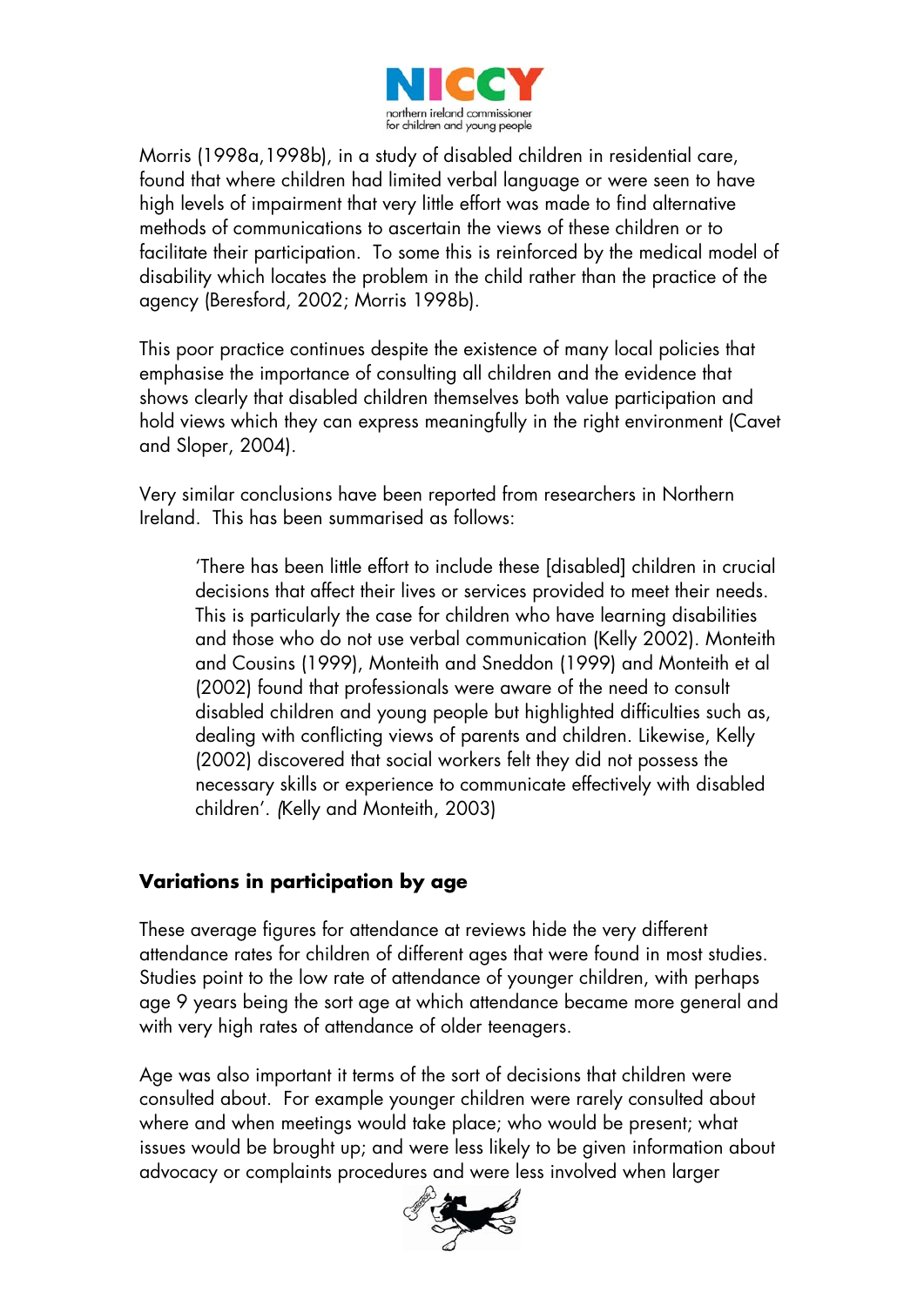Morris (1998a,1998b), in a study of disabled children in residential care, found that where children had limited verbal language or were seen to have high levels of impairment that very little effort was made to find alternative methods of communications to ascertain the views of these children or to facilitate their participation. To some this is reinforced by the medical model of disability which locates the problem in the child rather than the practice of the agency (Beresford, 2002; Morris 1998b).

This poor practice continues despite the existence of many local policies that emphasise the importance of consulting all children and the evidence that shows clearly that disabled children themselves both value participation and hold views which they can express meaningfully in the right environment (Cavet and Sloper, 2004).

Very similar conclusions have been reported from researchers in Northern Ireland. This has been summarised as follows:

> 'There has been little effort to include these [disabled] children in crucial decisions that affect their lives or services provided to meet their needs. This is particularly the case for children who have learning disabilities and those who do not use verbal communication (Kelly 2002). Monteith and Cousins (1999), Monteith and Sneddon (1999) and Monteith et al (2002) found that professionals were aware of the need to consult disabled children and young people but highlighted difficulties such as, dealing with conflicting views of parents and children. Likewise, Kelly (2002) discovered that social workers felt they did not possess the necessary skills or experience to communicate effectively with disabled children'. (Kelly and Monteith, 2003)

### Variations in participation by age

These average figures for attendance at reviews hide the very different attendance rates for children of different ages that were found in most studies. Studies point to the low rate of attendance of younger children, with perhaps age 9 years being the sort age at which attendance became more general and with very high rates of attendance of older teenagers.

Age was also important it terms of the sort of decisions that children were consulted about. For example younger children were rarely consulted about where and when meetings would take place; who would be present; what issues would be brought up; and were less likely to be given information about advocacy or complaints procedures and were less involved when larger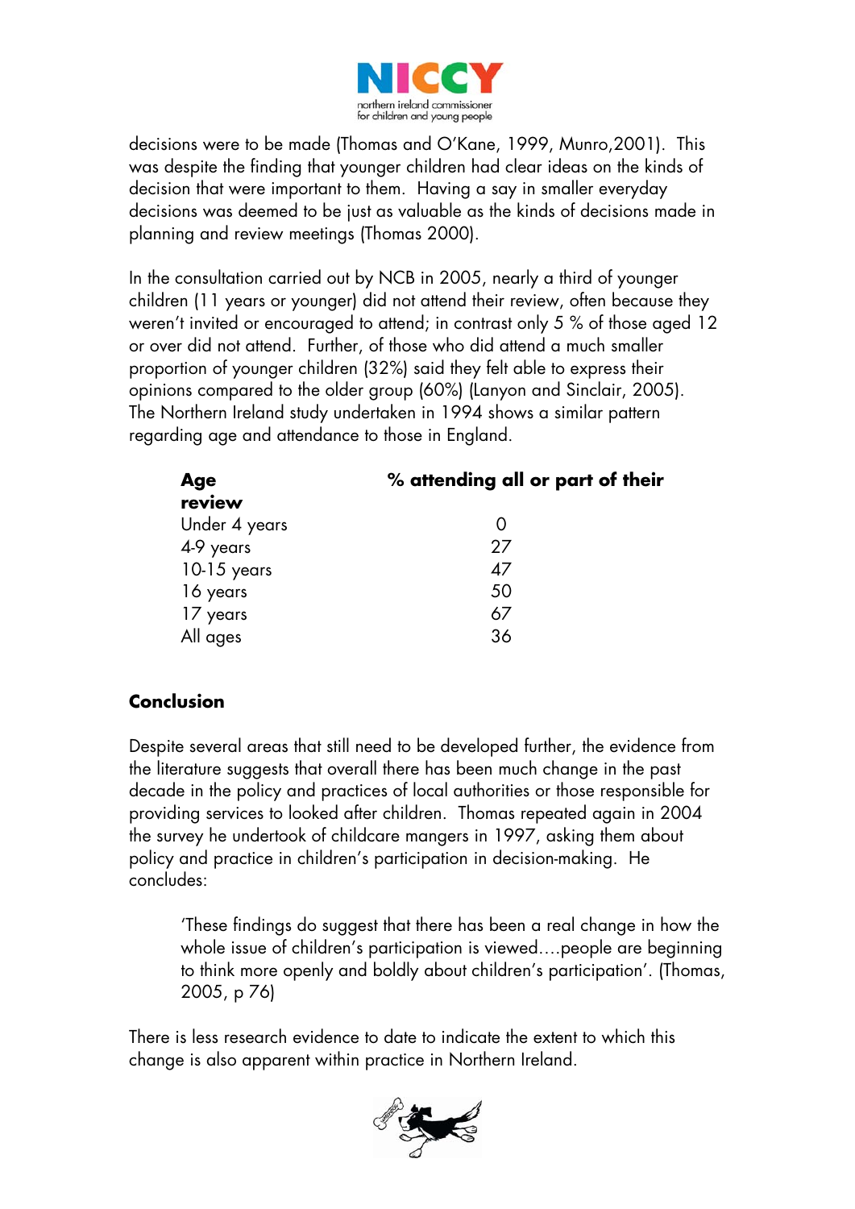decisions were to be made (Thomas and O'Kane, 1999, Munro,2001). This was despite the finding that younger children had clear ideas on the kinds of decision that were important to them. Having a say in smaller everyday decisions was deemed to be just as valuable as the kinds of decisions made in planning and review meetings (Thomas 2000).

In the consultation carried out by NCB in 2005, nearly a third of younger children (11 years or younger) did not attend their review, often because they weren't invited or encouraged to attend; in contrast only 5 % of those aged 12 or over did not attend. Further, of those who did attend a much smaller proportion of younger children (32%) said they felt able to express their opinions compared to the older group (60%) (Lanyon and Sinclair, 2005). The Northern Ireland study undertaken in 1994 shows a similar pattern regarding age and attendance to those in England.

| **Age** | **% attending all or part of their review** |
|---|---|
| Under 4 years | 0 |
| 4-9 years | 27 |
| 10-15 years | 47 |
| 16 years | 50 |
| 17 years | 67 |
| All ages | 36 |

## Conclusion

Despite several areas that still need to be developed further, the evidence from the literature suggests that overall there has been much change in the past decade in the policy and practices of local authorities or those responsible for providing services to looked after children. Thomas repeated again in 2004 the survey he undertook of childcare mangers in 1997, asking them about policy and practice in children's participation in decision-making. He concludes:

> 'These findings do suggest that there has been a real change in how the whole issue of children's participation is viewed….people are beginning to think more openly and boldly about children's participation'. (Thomas, 2005, p 76)

There is less research evidence to date to indicate the extent to which this change is also apparent within practice in Northern Ireland.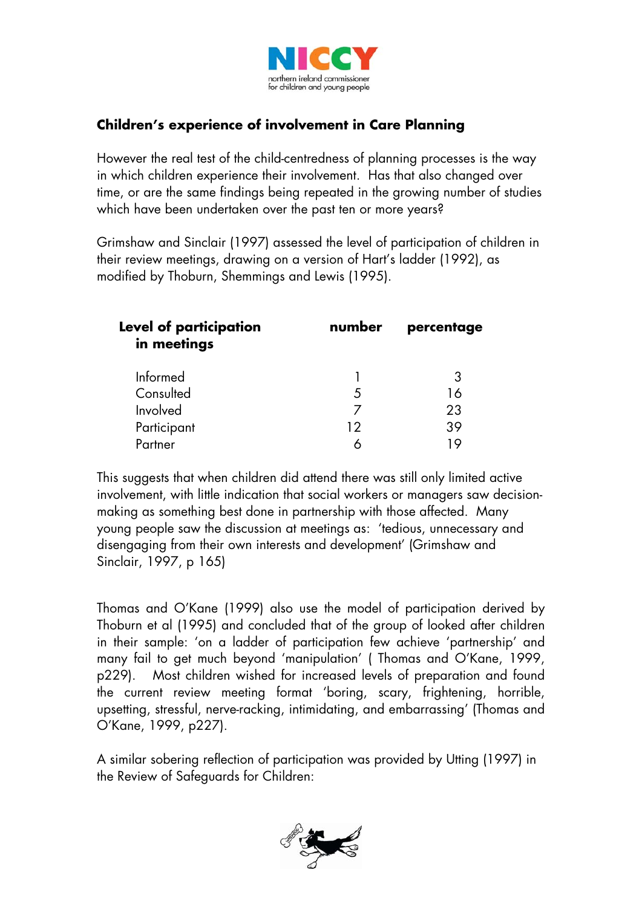## Children's experience of involvement in Care Planning

However the real test of the child-centredness of planning processes is the way in which children experience their involvement. Has that also changed over time, or are the same findings being repeated in the growing number of studies which have been undertaken over the past ten or more years?

Grimshaw and Sinclair (1997) assessed the level of participation of children in their review meetings, drawing on a version of Hart's ladder (1992), as modified by Thoburn, Shemmings and Lewis (1995).

| Level of participation in meetings | number | percentage |
|---|---|---|
| Informed | 1 | 3 |
| Consulted | 5 | 16 |
| Involved | 7 | 23 |
| Participant | 12 | 39 |
| Partner | 6 | 19 |

This suggests that when children did attend there was still only limited active involvement, with little indication that social workers or managers saw decision-making as something best done in partnership with those affected. Many young people saw the discussion at meetings as: 'tedious, unnecessary and disengaging from their own interests and development' (Grimshaw and Sinclair, 1997, p 165)

Thomas and O'Kane (1999) also use the model of participation derived by Thoburn et al (1995) and concluded that of the group of looked after children in their sample: 'on a ladder of participation few achieve 'partnership' and many fail to get much beyond 'manipulation' ( Thomas and O'Kane, 1999, p229). Most children wished for increased levels of preparation and found the current review meeting format 'boring, scary, frightening, horrible, upsetting, stressful, nerve-racking, intimidating, and embarrassing' (Thomas and O'Kane, 1999, p227).

A similar sobering reflection of participation was provided by Utting (1997) in the Review of Safeguards for Children: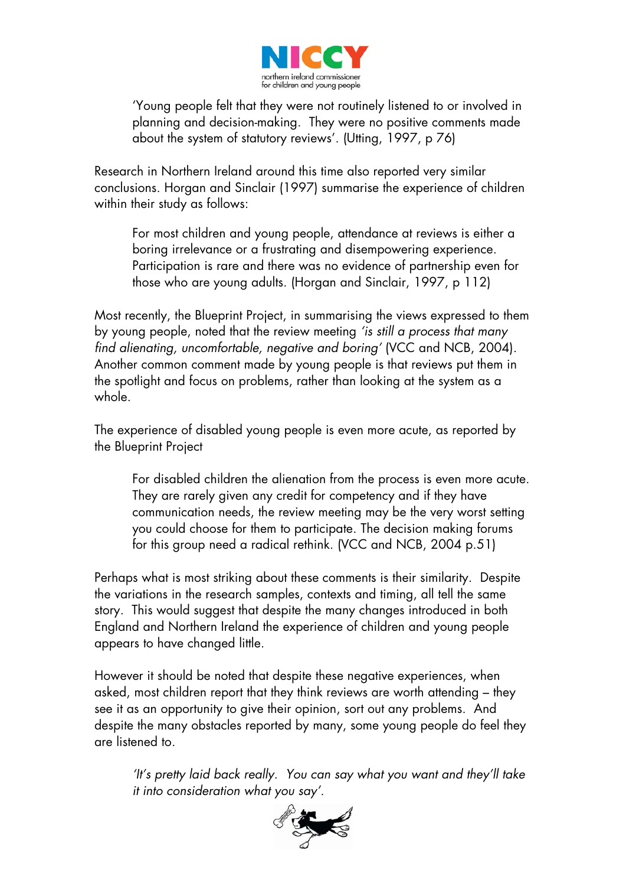> 'Young people felt that they were not routinely listened to or involved in planning and decision-making. They were no positive comments made about the system of statutory reviews'. (Utting, 1997, p 76)

Research in Northern Ireland around this time also reported very similar conclusions. Horgan and Sinclair (1997) summarise the experience of children within their study as follows:

> For most children and young people, attendance at reviews is either a boring irrelevance or a frustrating and disempowering experience. Participation is rare and there was no evidence of partnership even for those who are young adults. (Horgan and Sinclair, 1997, p 112)

Most recently, the Blueprint Project, in summarising the views expressed to them by young people, noted that the review meeting *'is still a process that many find alienating, uncomfortable, negative and boring'* (VCC and NCB, 2004). Another common comment made by young people is that reviews put them in the spotlight and focus on problems, rather than looking at the system as a whole.

The experience of disabled young people is even more acute, as reported by the Blueprint Project

> For disabled children the alienation from the process is even more acute. They are rarely given any credit for competency and if they have communication needs, the review meeting may be the very worst setting you could choose for them to participate. The decision making forums for this group need a radical rethink. (VCC and NCB, 2004 p.51)

Perhaps what is most striking about these comments is their similarity. Despite the variations in the research samples, contexts and timing, all tell the same story. This would suggest that despite the many changes introduced in both England and Northern Ireland the experience of children and young people appears to have changed little.

However it should be noted that despite these negative experiences, when asked, most children report that they think reviews are worth attending – they see it as an opportunity to give their opinion, sort out any problems. And despite the many obstacles reported by many, some young people do feel they are listened to.

> *'It's pretty laid back really. You can say what you want and they'll take it into consideration what you say'.*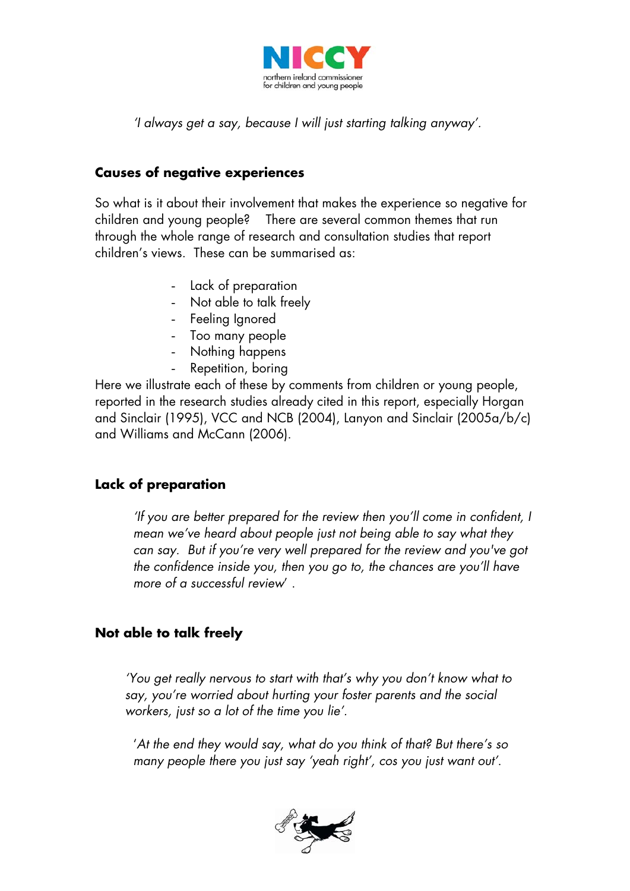*'I always get a say, because I will just starting talking anyway'.*

## Causes of negative experiences

So what is it about their involvement that makes the experience so negative for children and young people? There are several common themes that run through the whole range of research and consultation studies that report children's views. These can be summarised as:

- Lack of preparation
- Not able to talk freely
- Feeling Ignored
- Too many people
- Nothing happens
- Repetition, boring

Here we illustrate each of these by comments from children or young people, reported in the research studies already cited in this report, especially Horgan and Sinclair (1995), VCC and NCB (2004), Lanyon and Sinclair (2005a/b/c) and Williams and McCann (2006).

## Lack of preparation

> *'If you are better prepared for the review then you'll come in confident, I mean we've heard about people just not being able to say what they can say. But if you're very well prepared for the review and you've got the confidence inside you, then you go to, the chances are you'll have more of a successful review' .*

## Not able to talk freely

> *'You get really nervous to start with that's why you don't know what to say, you're worried about hurting your foster parents and the social workers, just so a lot of the time you lie'.*

> *'At the end they would say, what do you think of that? But there's so many people there you just say 'yeah right', cos you just want out'.*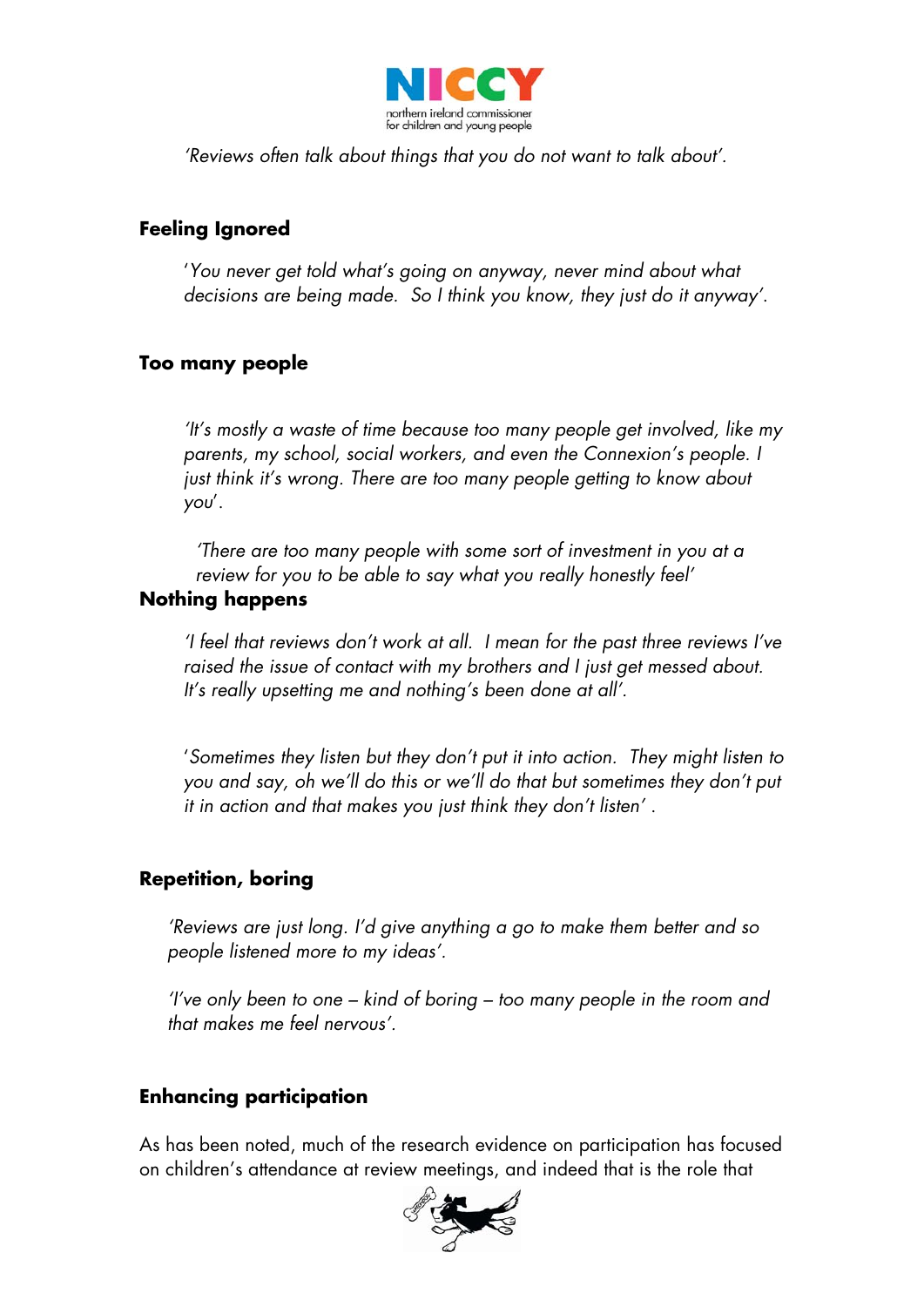*'Reviews often talk about things that you do not want to talk about'.*

**Feeling Ignored**

*'You never get told what's going on anyway, never mind about what decisions are being made. So I think you know, they just do it anyway'.*

**Too many people**

*'It's mostly a waste of time because too many people get involved, like my parents, my school, social workers, and even the Connexion's people. I just think it's wrong. There are too many people getting to know about you'.*

*'There are too many people with some sort of investment in you at a review for you to be able to say what you really honestly feel'*

**Nothing happens**

*'I feel that reviews don't work at all. I mean for the past three reviews I've raised the issue of contact with my brothers and I just get messed about. It's really upsetting me and nothing's been done at all'.*

*'Sometimes they listen but they don't put it into action. They might listen to you and say, oh we'll do this or we'll do that but sometimes they don't put it in action and that makes you just think they don't listen'* .

**Repetition, boring**

*'Reviews are just long. I'd give anything a go to make them better and so people listened more to my ideas'.*

*'I've only been to one – kind of boring – too many people in the room and that makes me feel nervous'.*

**Enhancing participation**

As has been noted, much of the research evidence on participation has focused on children's attendance at review meetings, and indeed that is the role that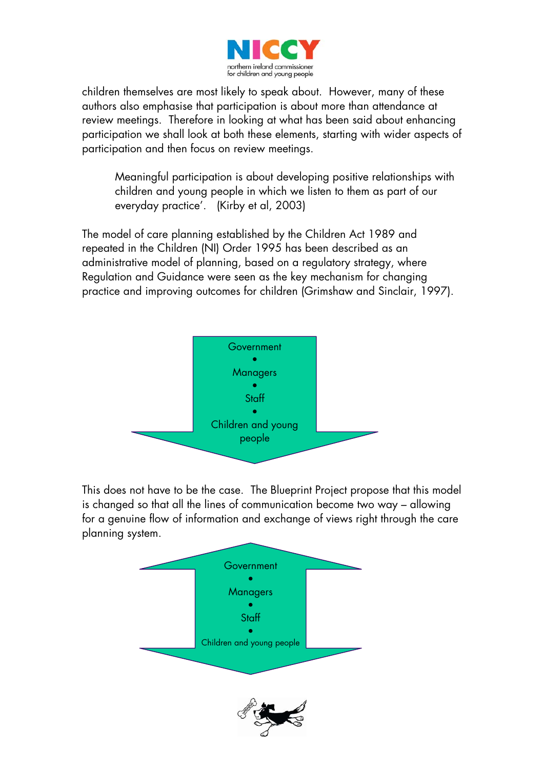children themselves are most likely to speak about. However, many of these authors also emphasise that participation is about more than attendance at review meetings. Therefore in looking at what has been said about enhancing participation we shall look at both these elements, starting with wider aspects of participation and then focus on review meetings.

> Meaningful participation is about developing positive relationships with children and young people in which we listen to them as part of our everyday practice'. (Kirby et al, 2003)

The model of care planning established by the Children Act 1989 and repeated in the Children (NI) Order 1995 has been described as an administrative model of planning, based on a regulatory strategy, where Regulation and Guidance were seen as the key mechanism for changing practice and improving outcomes for children (Grimshaw and Sinclair, 1997).

Government
•
Managers
•
Staff
•
Children and young people

This does not have to be the case. The Blueprint Project propose that this model is changed so that all the lines of communication become two way – allowing for a genuine flow of information and exchange of views right through the care planning system.

Government
•
Managers
•
Staff
•
Children and young people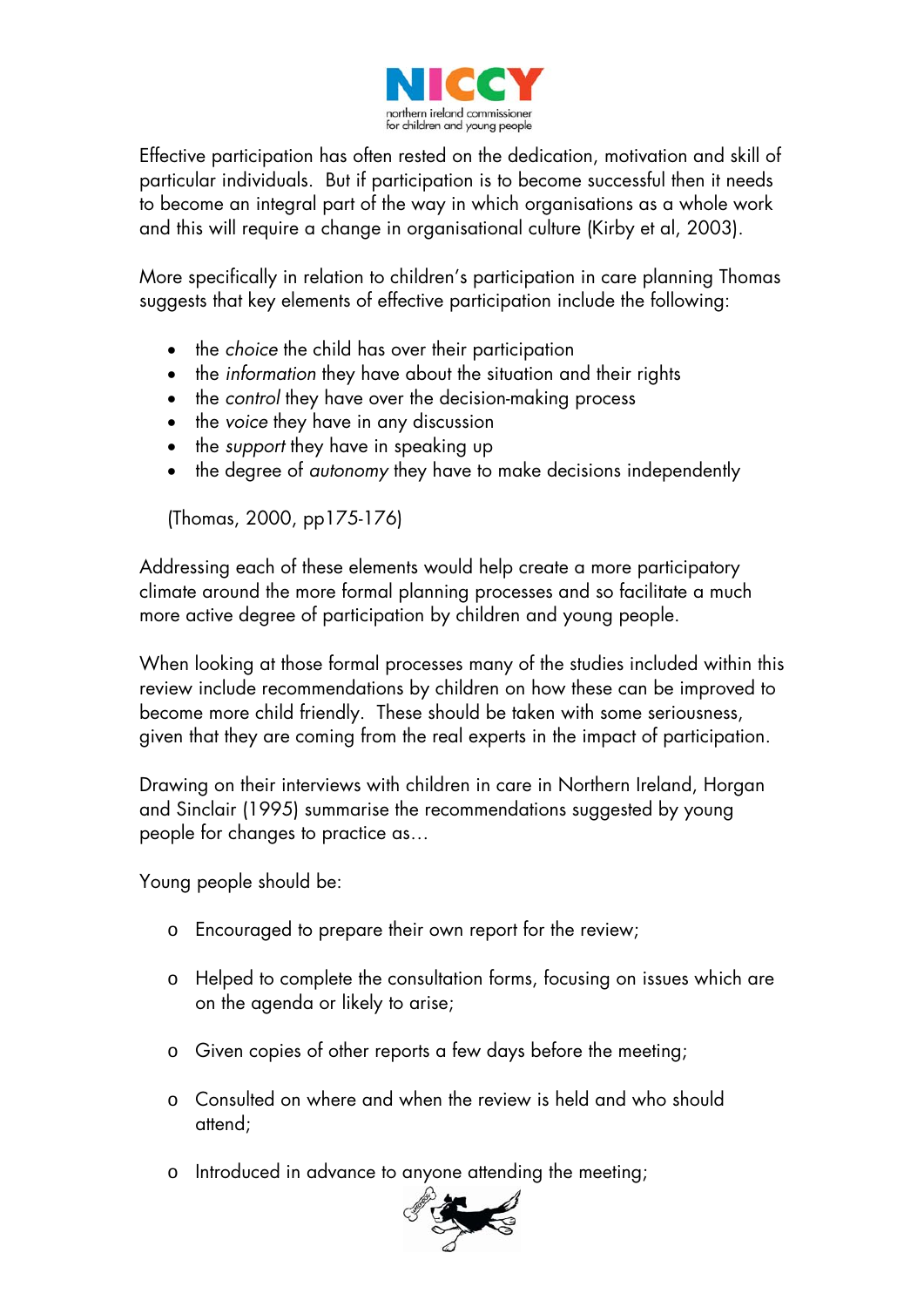Effective participation has often rested on the dedication, motivation and skill of particular individuals. But if participation is to become successful then it needs to become an integral part of the way in which organisations as a whole work and this will require a change in organisational culture (Kirby et al, 2003).

More specifically in relation to children's participation in care planning Thomas suggests that key elements of effective participation include the following:

- the *choice* the child has over their participation
- the *information* they have about the situation and their rights
- the *control* they have over the decision-making process
- the *voice* they have in any discussion
- the *support* they have in speaking up
- the degree of *autonomy* they have to make decisions independently

(Thomas, 2000, pp175-176)

Addressing each of these elements would help create a more participatory climate around the more formal planning processes and so facilitate a much more active degree of participation by children and young people.

When looking at those formal processes many of the studies included within this review include recommendations by children on how these can be improved to become more child friendly. These should be taken with some seriousness, given that they are coming from the real experts in the impact of participation.

Drawing on their interviews with children in care in Northern Ireland, Horgan and Sinclair (1995) summarise the recommendations suggested by young people for changes to practice as…

Young people should be:

- Encouraged to prepare their own report for the review;
- Helped to complete the consultation forms, focusing on issues which are on the agenda or likely to arise;
- Given copies of other reports a few days before the meeting;
- Consulted on where and when the review is held and who should attend;
- Introduced in advance to anyone attending the meeting;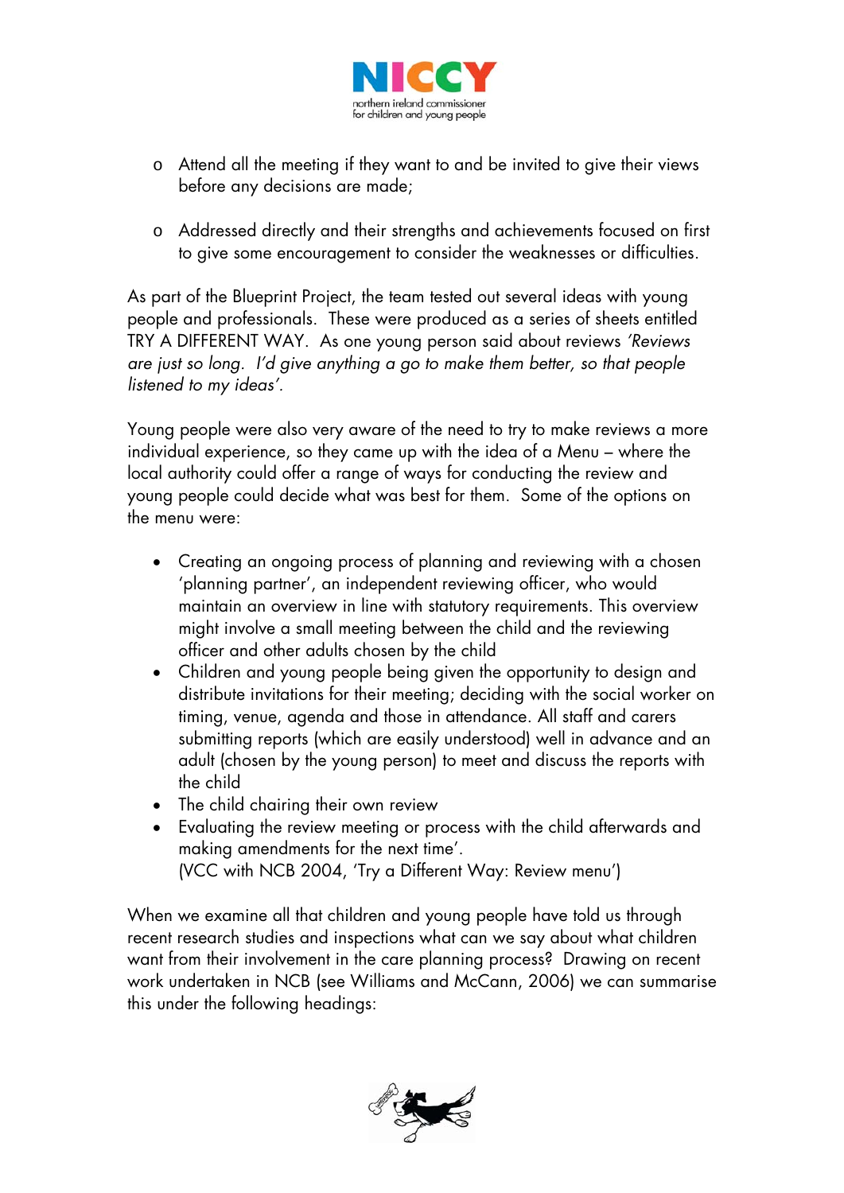- Attend all the meeting if they want to and be invited to give their views before any decisions are made;

- Addressed directly and their strengths and achievements focused on first to give some encouragement to consider the weaknesses or difficulties.

As part of the Blueprint Project, the team tested out several ideas with young people and professionals. These were produced as a series of sheets entitled TRY A DIFFERENT WAY. As one young person said about reviews *'Reviews are just so long. I'd give anything a go to make them better, so that people listened to my ideas'.*

Young people were also very aware of the need to try to make reviews a more individual experience, so they came up with the idea of a Menu – where the local authority could offer a range of ways for conducting the review and young people could decide what was best for them. Some of the options on the menu were:

- Creating an ongoing process of planning and reviewing with a chosen 'planning partner', an independent reviewing officer, who would maintain an overview in line with statutory requirements. This overview might involve a small meeting between the child and the reviewing officer and other adults chosen by the child
- Children and young people being given the opportunity to design and distribute invitations for their meeting; deciding with the social worker on timing, venue, agenda and those in attendance. All staff and carers submitting reports (which are easily understood) well in advance and an adult (chosen by the young person) to meet and discuss the reports with the child
- The child chairing their own review
- Evaluating the review meeting or process with the child afterwards and making amendments for the next time'.
  (VCC with NCB 2004, 'Try a Different Way: Review menu')

When we examine all that children and young people have told us through recent research studies and inspections what can we say about what children want from their involvement in the care planning process? Drawing on recent work undertaken in NCB (see Williams and McCann, 2006) we can summarise this under the following headings: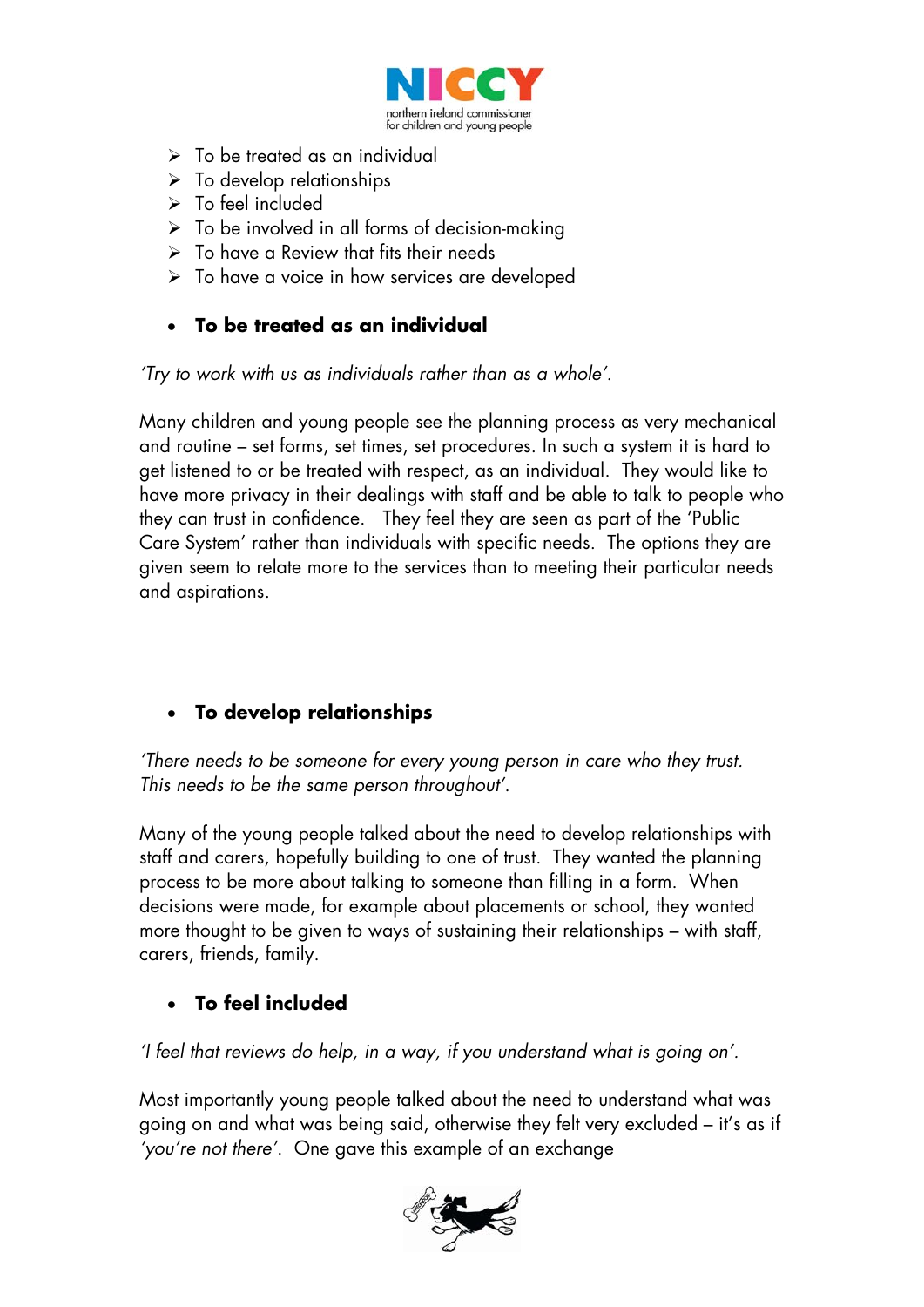- To be treated as an individual
- To develop relationships
- To feel included
- To be involved in all forms of decision-making
- To have a Review that fits their needs
- To have a voice in how services are developed

- **To be treated as an individual**

*'Try to work with us as individuals rather than as a whole'.*

Many children and young people see the planning process as very mechanical and routine – set forms, set times, set procedures. In such a system it is hard to get listened to or be treated with respect, as an individual. They would like to have more privacy in their dealings with staff and be able to talk to people who they can trust in confidence. They feel they are seen as part of the 'Public Care System' rather than individuals with specific needs. The options they are given seem to relate more to the services than to meeting their particular needs and aspirations.

- **To develop relationships**

*'There needs to be someone for every young person in care who they trust. This needs to be the same person throughout'.*

Many of the young people talked about the need to develop relationships with staff and carers, hopefully building to one of trust. They wanted the planning process to be more about talking to someone than filling in a form. When decisions were made, for example about placements or school, they wanted more thought to be given to ways of sustaining their relationships – with staff, carers, friends, family.

- **To feel included**

*'I feel that reviews do help, in a way, if you understand what is going on'.*

Most importantly young people talked about the need to understand what was going on and what was being said, otherwise they felt very excluded – it's as if *'you're not there'*. One gave this example of an exchange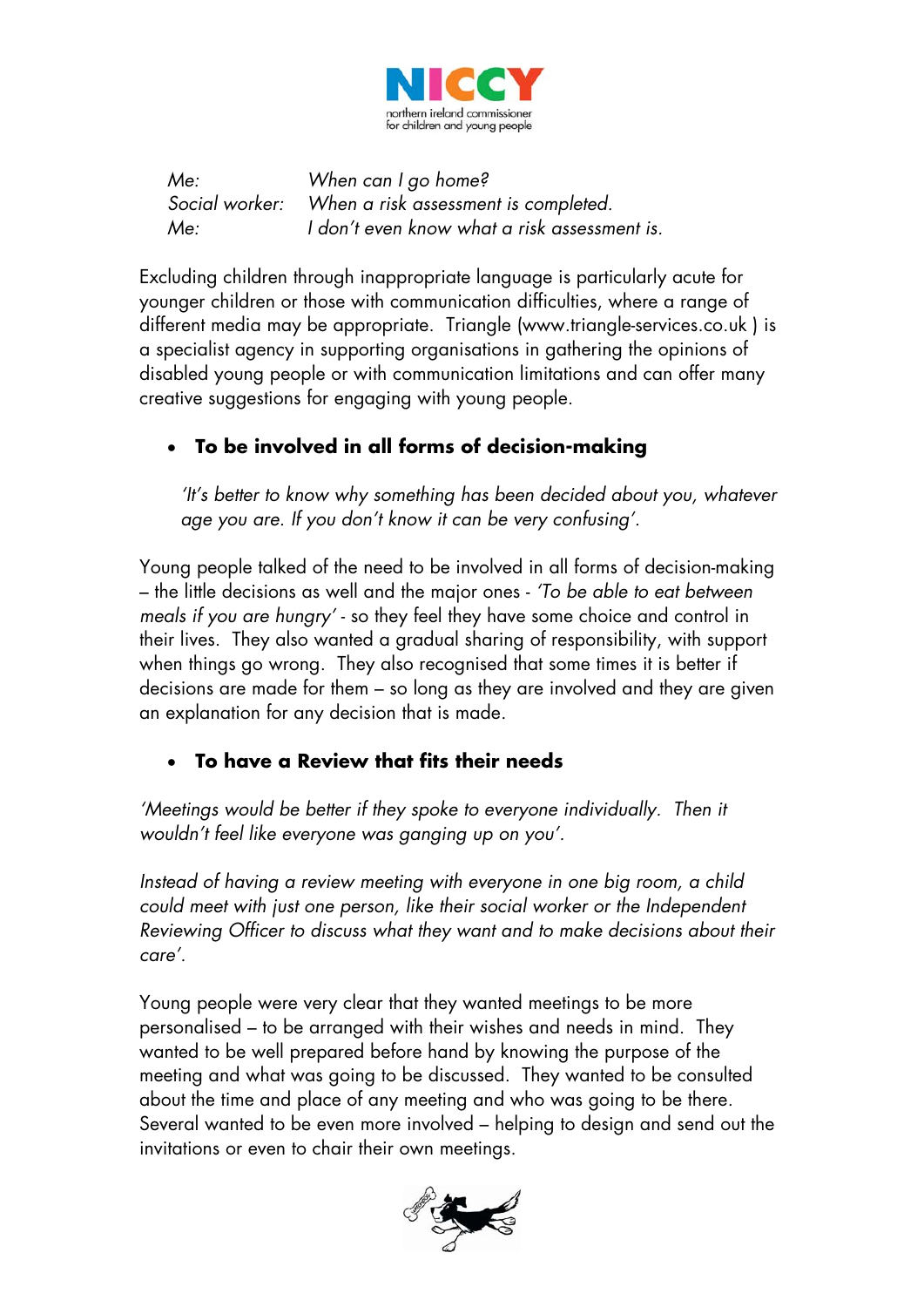| | |
|---|---|
| *Me:* | *When can I go home?* |
| *Social worker:* | *When a risk assessment is completed.* |
| *Me:* | *I don't even know what a risk assessment is.* |

Excluding children through inappropriate language is particularly acute for younger children or those with communication difficulties, where a range of different media may be appropriate. Triangle (www.triangle-services.co.uk ) is a specialist agency in supporting organisations in gathering the opinions of disabled young people or with communication limitations and can offer many creative suggestions for engaging with young people.

- **To be involved in all forms of decision-making**

*'It's better to know why something has been decided about you, whatever age you are. If you don't know it can be very confusing'.*

Young people talked of the need to be involved in all forms of decision-making – the little decisions as well and the major ones - *'To be able to eat between meals if you are hungry'* - so they feel they have some choice and control in their lives. They also wanted a gradual sharing of responsibility, with support when things go wrong. They also recognised that some times it is better if decisions are made for them – so long as they are involved and they are given an explanation for any decision that is made.

- **To have a Review that fits their needs**

*'Meetings would be better if they spoke to everyone individually. Then it wouldn't feel like everyone was ganging up on you'.*

*Instead of having a review meeting with everyone in one big room, a child could meet with just one person, like their social worker or the Independent Reviewing Officer to discuss what they want and to make decisions about their care'.*

Young people were very clear that they wanted meetings to be more personalised – to be arranged with their wishes and needs in mind. They wanted to be well prepared before hand by knowing the purpose of the meeting and what was going to be discussed. They wanted to be consulted about the time and place of any meeting and who was going to be there. Several wanted to be even more involved – helping to design and send out the invitations or even to chair their own meetings.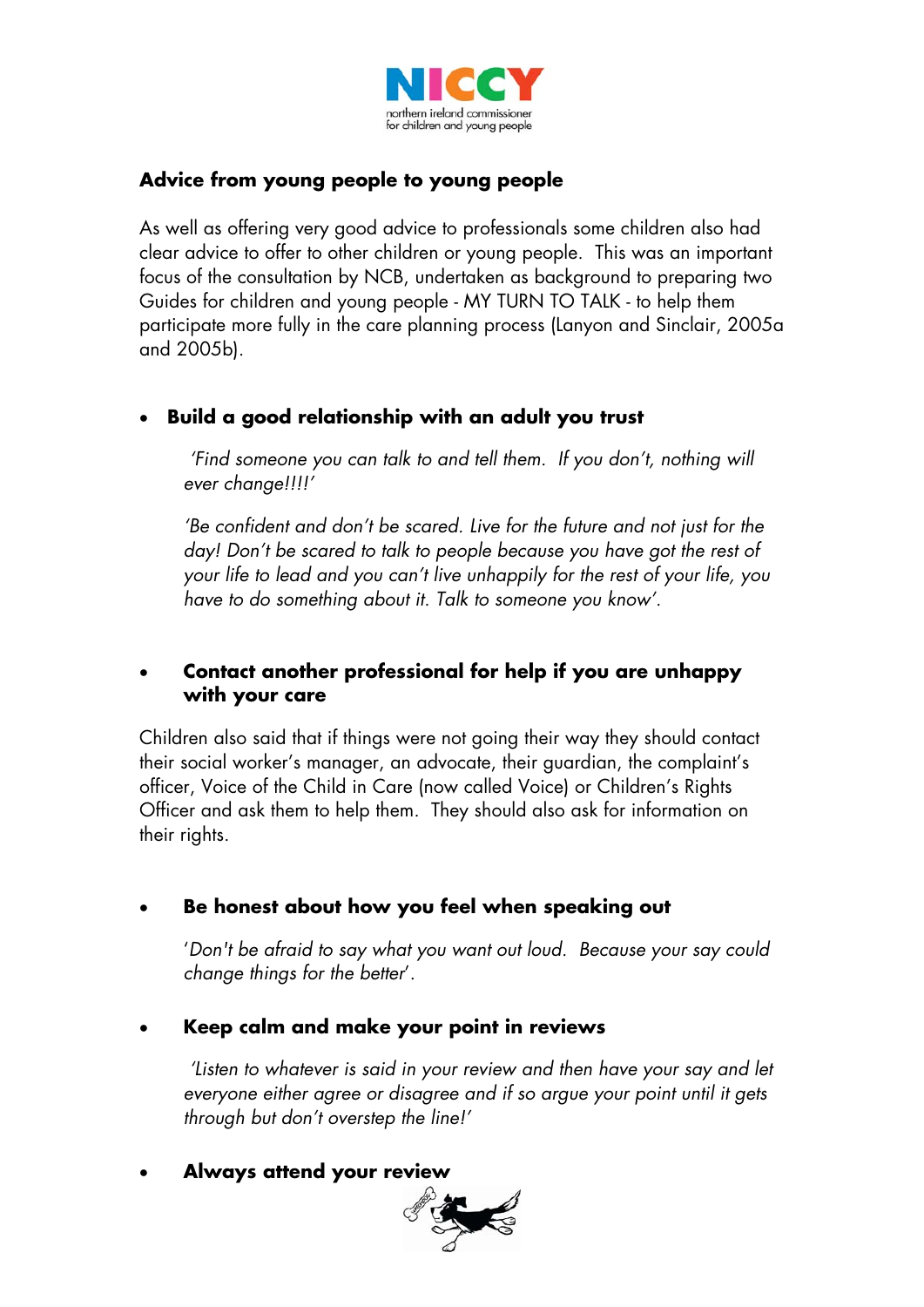## Advice from young people to young people

As well as offering very good advice to professionals some children also had clear advice to offer to other children or young people. This was an important focus of the consultation by NCB, undertaken as background to preparing two Guides for children and young people - MY TURN TO TALK - to help them participate more fully in the care planning process (Lanyon and Sinclair, 2005a and 2005b).

- **Build a good relationship with an adult you trust**

  *'Find someone you can talk to and tell them. If you don't, nothing will ever change!!!!'*

  *'Be confident and don't be scared. Live for the future and not just for the day! Don't be scared to talk to people because you have got the rest of your life to lead and you can't live unhappily for the rest of your life, you have to do something about it. Talk to someone you know'.*

- **Contact another professional for help if you are unhappy with your care**

Children also said that if things were not going their way they should contact their social worker's manager, an advocate, their guardian, the complaint's officer, Voice of the Child in Care (now called Voice) or Children's Rights Officer and ask them to help them. They should also ask for information on their rights.

- **Be honest about how you feel when speaking out**

  '*Don't be afraid to say what you want out loud. Because your say could change things for the better*'.

- **Keep calm and make your point in reviews**

  *'Listen to whatever is said in your review and then have your say and let everyone either agree or disagree and if so argue your point until it gets through but don't overstep the line!'*

- **Always attend your review**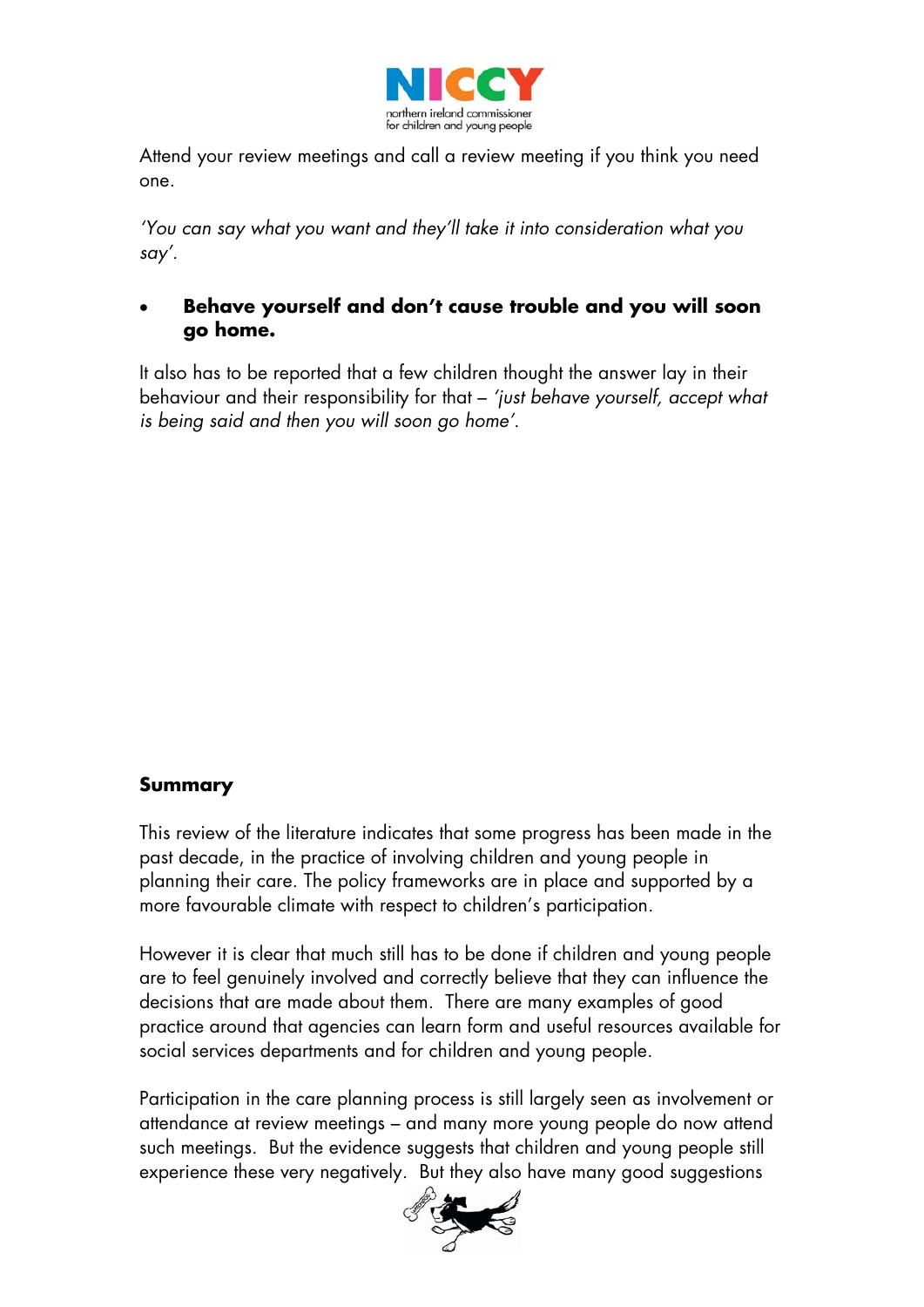Attend your review meetings and call a review meeting if you think you need one.

*'You can say what you want and they'll take it into consideration what you say'.*

- **Behave yourself and don't cause trouble and you will soon go home.**

It also has to be reported that a few children thought the answer lay in their behaviour and their responsibility for that – *'just behave yourself, accept what is being said and then you will soon go home'.*

**Summary**

This review of the literature indicates that some progress has been made in the past decade, in the practice of involving children and young people in planning their care. The policy frameworks are in place and supported by a more favourable climate with respect to children's participation.

However it is clear that much still has to be done if children and young people are to feel genuinely involved and correctly believe that they can influence the decisions that are made about them. There are many examples of good practice around that agencies can learn form and useful resources available for social services departments and for children and young people.

Participation in the care planning process is still largely seen as involvement or attendance at review meetings – and many more young people do now attend such meetings. But the evidence suggests that children and young people still experience these very negatively. But they also have many good suggestions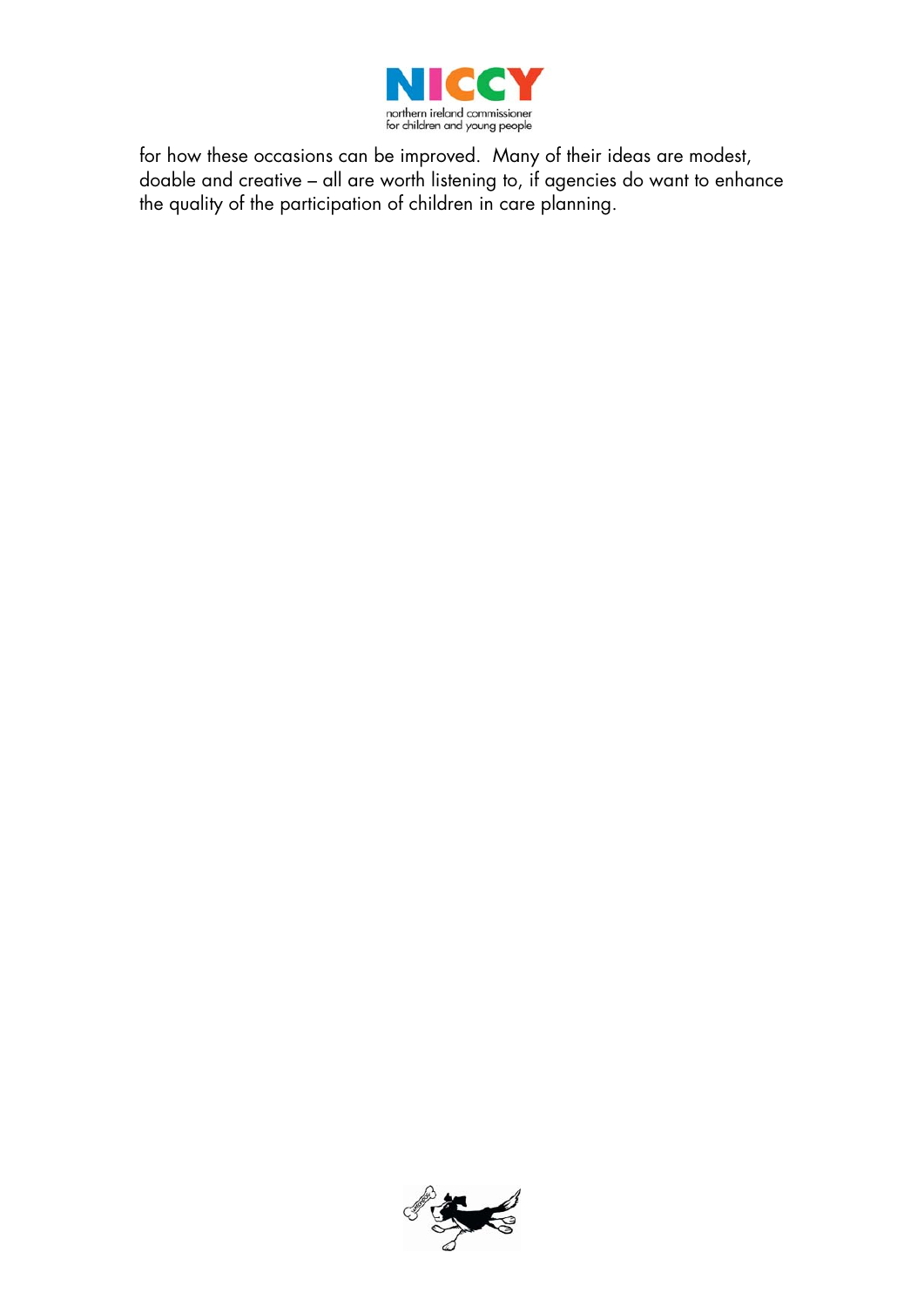for how these occasions can be improved. Many of their ideas are modest, doable and creative – all are worth listening to, if agencies do want to enhance the quality of the participation of children in care planning.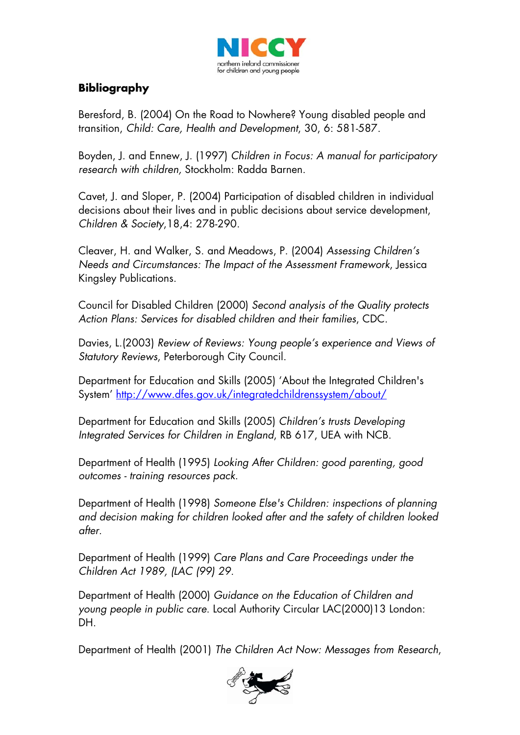## Bibliography

Beresford, B. (2004) On the Road to Nowhere? Young disabled people and transition, *Child: Care, Health and Development*, 30, 6: 581-587.

Boyden, J. and Ennew, J. (1997) *Children in Focus: A manual for participatory research with children,* Stockholm: Radda Barnen.

Cavet, J. and Sloper, P. (2004) Participation of disabled children in individual decisions about their lives and in public decisions about service development, *Children & Society*,18,4: 278-290.

Cleaver, H. and Walker, S. and Meadows, P. (2004) *Assessing Children's Needs and Circumstances: The Impact of the Assessment Framework*, Jessica Kingsley Publications.

Council for Disabled Children (2000) *Second analysis of the Quality protects Action Plans: Services for disabled children and their families*, CDC.

Davies, L.(2003) *Review of Reviews: Young people's experience and Views of Statutory Reviews*, Peterborough City Council.

Department for Education and Skills (2005) 'About the Integrated Children's System' http://www.dfes.gov.uk/integratedchildrenssystem/about/

Department for Education and Skills (2005) *Children's trusts Developing Integrated Services for Children in England*, RB 617, UEA with NCB.

Department of Health (1995) *Looking After Children: good parenting, good outcomes - training resources pack*.

Department of Health (1998) *Someone Else's Children: inspections of planning and decision making for children looked after and the safety of children looked after*.

Department of Health (1999) *Care Plans and Care Proceedings under the Children Act 1989, (LAC (99) 29*.

Department of Health (2000) *Guidance on the Education of Children and young people in public care*. Local Authority Circular LAC(2000)13 London: DH.

Department of Health (2001) *The Children Act Now: Messages from Research*,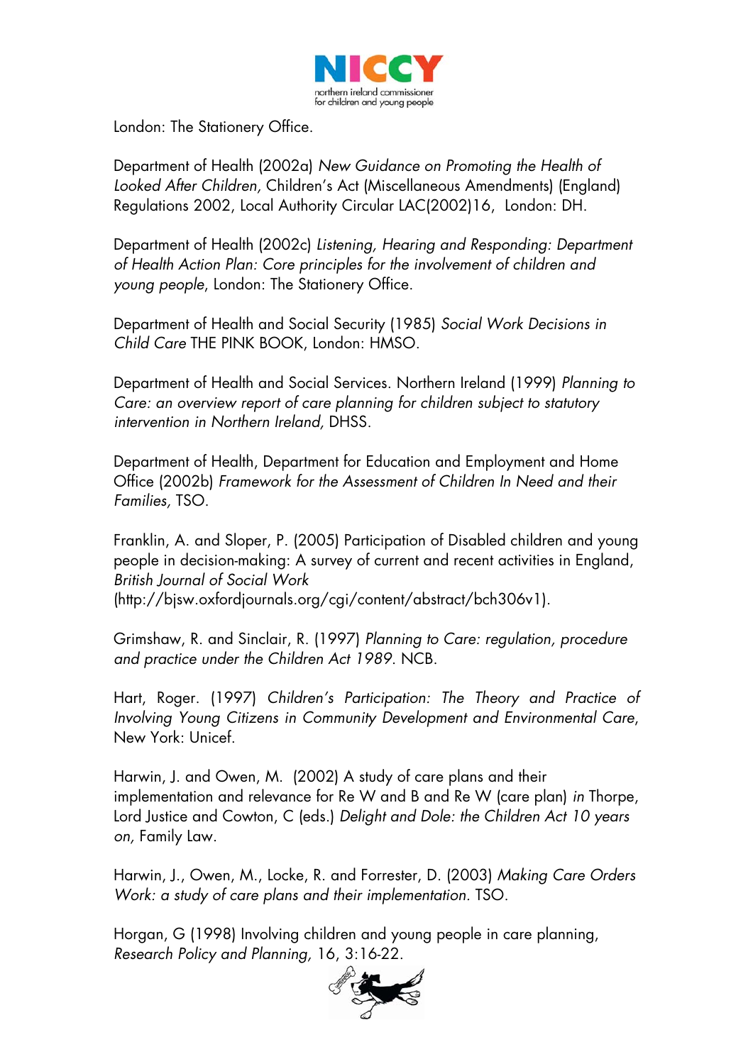London: The Stationery Office.

Department of Health (2002a) *New Guidance on Promoting the Health of Looked After Children,* Children's Act (Miscellaneous Amendments) (England) Regulations 2002, Local Authority Circular LAC(2002)16, London: DH.

Department of Health (2002c) *Listening, Hearing and Responding: Department of Health Action Plan: Core principles for the involvement of children and young people*, London: The Stationery Office.

Department of Health and Social Security (1985) *Social Work Decisions in Child Care* THE PINK BOOK, London: HMSO.

Department of Health and Social Services. Northern Ireland (1999) *Planning to Care: an overview report of care planning for children subject to statutory intervention in Northern Ireland,* DHSS.

Department of Health, Department for Education and Employment and Home Office (2002b) *Framework for the Assessment of Children In Need and their Families,* TSO.

Franklin, A. and Sloper, P. (2005) Participation of Disabled children and young people in decision-making: A survey of current and recent activities in England, *British Journal of Social Work* (http://bjsw.oxfordjournals.org/cgi/content/abstract/bch306v1).

Grimshaw, R. and Sinclair, R. (1997) *Planning to Care: regulation, procedure and practice under the Children Act 1989.* NCB.

Hart, Roger. (1997) *Children's Participation: The Theory and Practice of Involving Young Citizens in Community Development and Environmental Care,* New York: Unicef.

Harwin, J. and Owen, M. (2002) A study of care plans and their implementation and relevance for Re W and B and Re W (care plan) *in* Thorpe, Lord Justice and Cowton, C (eds.) *Delight and Dole: the Children Act 10 years on,* Family Law.

Harwin, J., Owen, M., Locke, R. and Forrester, D. (2003) *Making Care Orders Work: a study of care plans and their implementation.* TSO.

Horgan, G (1998) Involving children and young people in care planning, *Research Policy and Planning,* 16, 3:16-22.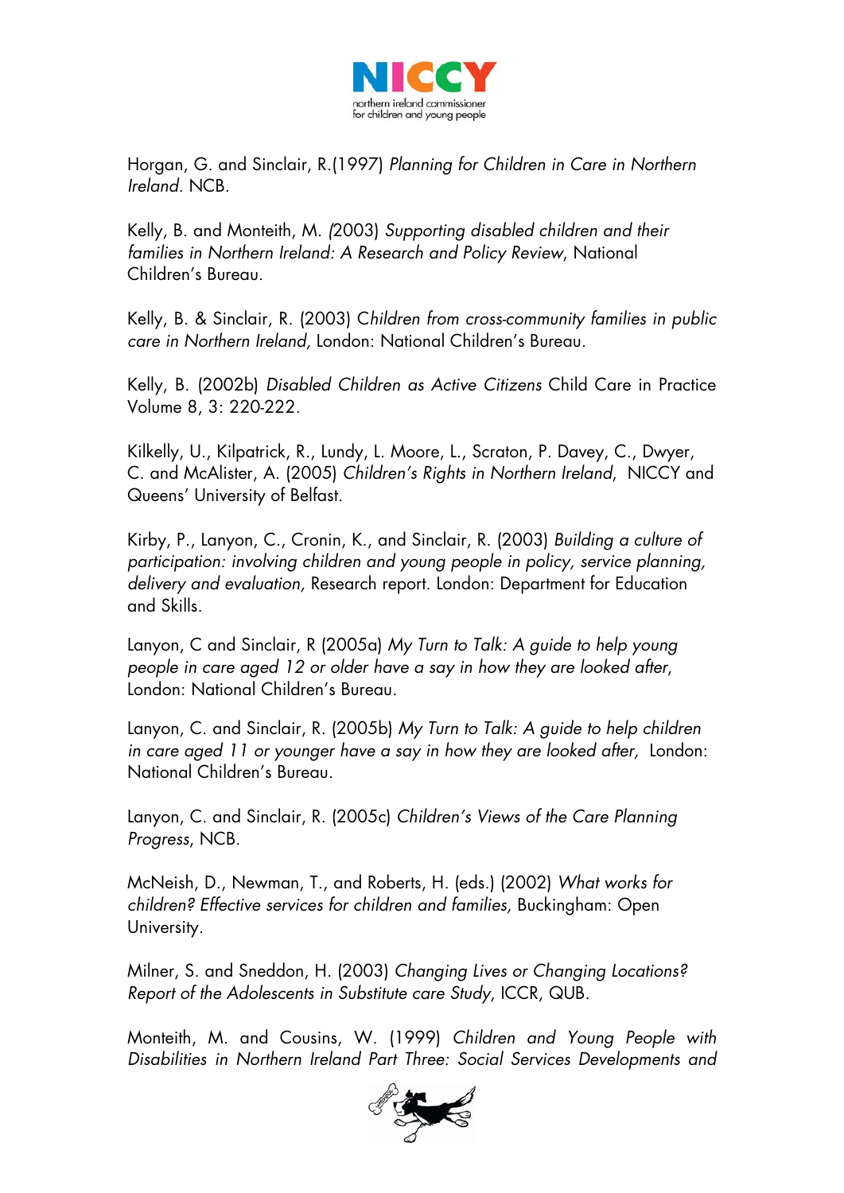Horgan, G. and Sinclair, R.(1997) *Planning for Children in Care in Northern Ireland.* NCB.

Kelly, B. and Monteith, M. (2003) *Supporting disabled children and their families in Northern Ireland: A Research and Policy Review*, National Children's Bureau.

Kelly, B. & Sinclair, R. (2003) C*hildren from cross-community families in public care in Northern Ireland,* London: National Children's Bureau.

Kelly, B. (2002b) *Disabled Children as Active Citizens* Child Care in Practice Volume 8, 3: 220-222.

Kilkelly, U., Kilpatrick, R., Lundy, L. Moore, L., Scraton, P. Davey, C., Dwyer, C. and McAlister, A. (2005) *Children's Rights in Northern Ireland*, NICCY and Queens' University of Belfast.

Kirby, P., Lanyon, C., Cronin, K., and Sinclair, R. (2003) *Building a culture of participation: involving children and young people in policy, service planning, delivery and evaluation,* Research report. London: Department for Education and Skills.

Lanyon, C and Sinclair, R (2005a) *My Turn to Talk: A guide to help young people in care aged 12 or older have a say in how they are looked after*, London: National Children's Bureau.

Lanyon, C. and Sinclair, R. (2005b) *My Turn to Talk: A guide to help children in care aged 11 or younger have a say in how they are looked after,* London: National Children's Bureau.

Lanyon, C. and Sinclair, R. (2005c) *Children's Views of the Care Planning Progress*, NCB.

McNeish, D., Newman, T., and Roberts, H. (eds.) (2002) *What works for children? Effective services for children and families*, Buckingham: Open University.

Milner, S. and Sneddon, H. (2003) *Changing Lives or Changing Locations? Report of the Adolescents in Substitute care Study*, ICCR, QUB.

Monteith, M. and Cousins, W. (1999) *Children and Young People with Disabilities in Northern Ireland Part Three: Social Services Developments and*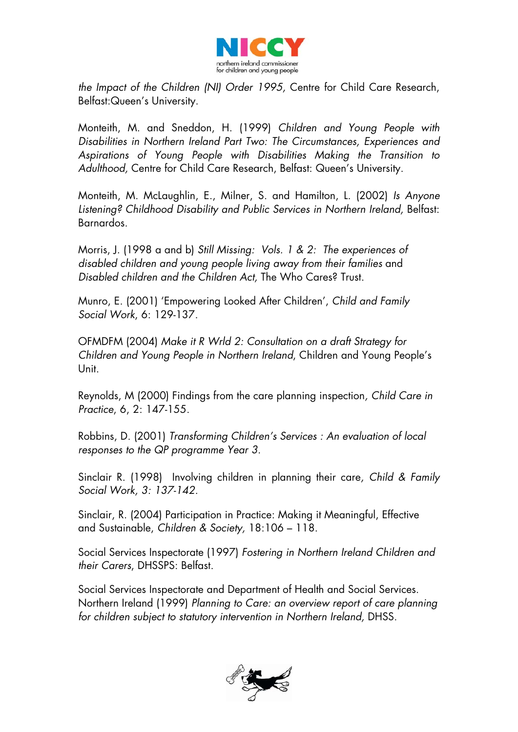*the Impact of the Children (NI) Order 1995,* Centre for Child Care Research, Belfast:Queen's University.

Monteith, M. and Sneddon, H. (1999) *Children and Young People with Disabilities in Northern Ireland Part Two: The Circumstances, Experiences and Aspirations of Young People with Disabilities Making the Transition to Adulthood,* Centre for Child Care Research, Belfast: Queen's University.

Monteith, M. McLaughlin, E., Milner, S. and Hamilton, L. (2002) *Is Anyone Listening? Childhood Disability and Public Services in Northern Ireland,* Belfast: Barnardos.

Morris, J. (1998 a and b) *Still Missing: Vols. 1 & 2: The experiences of disabled children and young people living away from their families* and *Disabled children and the Children Act,* The Who Cares? Trust.

Munro, E. (2001) 'Empowering Looked After Children', *Child and Family Social Work*, 6: 129-137.

OFMDFM (2004) *Make it R Wrld 2: Consultation on a draft Strategy for Children and Young People in Northern Ireland*, Children and Young People's Unit.

Reynolds, M (2000) Findings from the care planning inspection, *Child Care in Practice*, 6, 2: 147-155.

Robbins, D. (2001) *Transforming Children's Services : An evaluation of local responses to the QP programme Year 3.*

Sinclair R. (1998) Involving children in planning their care, *Child & Family Social Work, 3: 137-142.*

Sinclair, R. (2004) Participation in Practice: Making it Meaningful, Effective and Sustainable, *Children & Society,* 18:106 – 118.

Social Services Inspectorate (1997) *Fostering in Northern Ireland Children and their Carers*, DHSSPS: Belfast.

Social Services Inspectorate and Department of Health and Social Services. Northern Ireland (1999) *Planning to Care: an overview report of care planning for children subject to statutory intervention in Northern Ireland,* DHSS.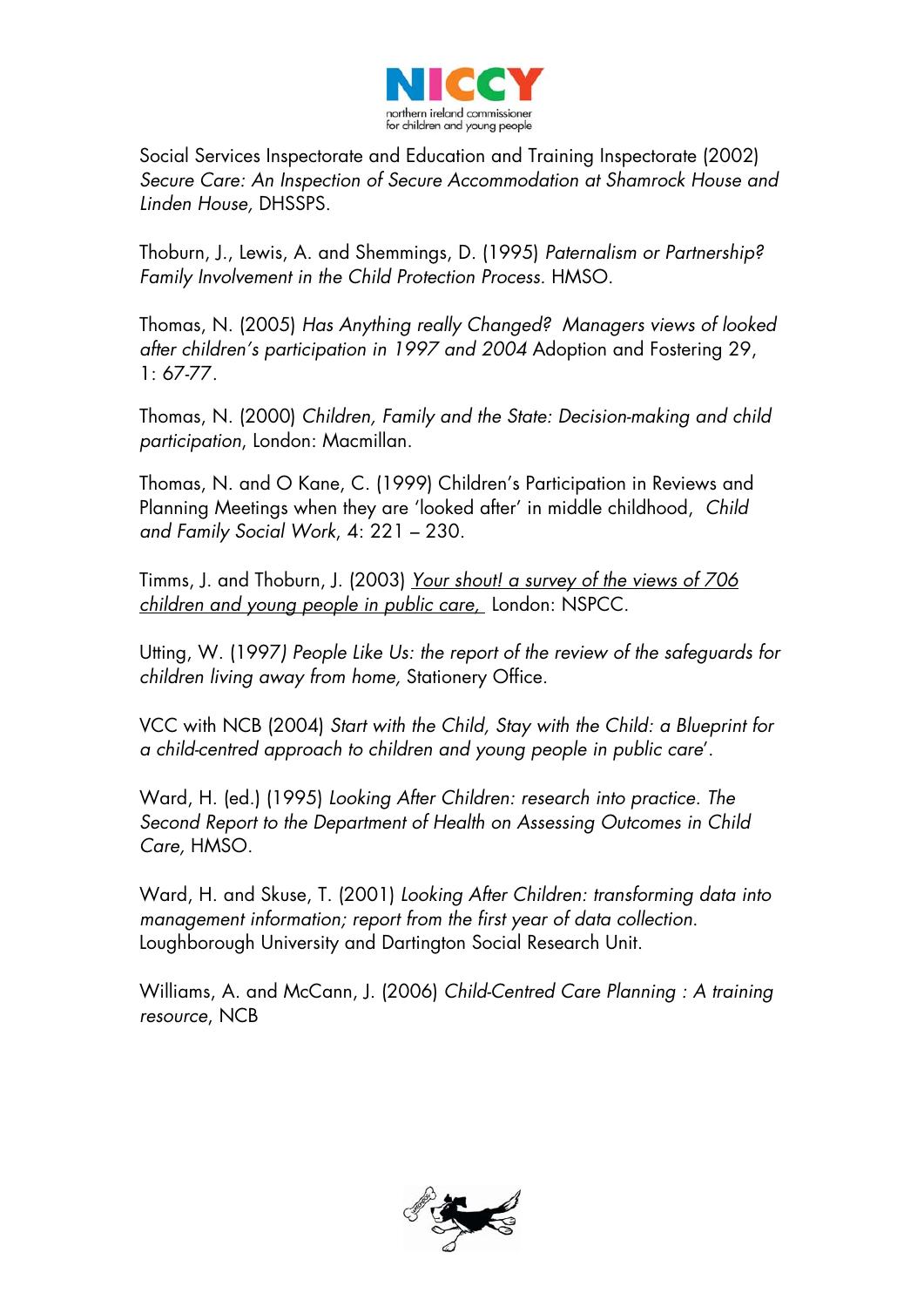Social Services Inspectorate and Education and Training Inspectorate (2002) *Secure Care: An Inspection of Secure Accommodation at Shamrock House and Linden House,* DHSSPS.

Thoburn, J., Lewis, A. and Shemmings, D. (1995) *Paternalism or Partnership? Family Involvement in the Child Protection Process.* HMSO.

Thomas, N. (2005) *Has Anything really Changed? Managers views of looked after children's participation in 1997 and 2004* Adoption and Fostering 29, 1: *67-77.*

Thomas, N. (2000) *Children, Family and the State: Decision-making and child participation*, London: Macmillan.

Thomas, N. and O Kane, C. (1999) Children's Participation in Reviews and Planning Meetings when they are 'looked after' in middle childhood, *Child and Family Social Work*, 4: 221 – 230.

Timms, J. and Thoburn, J. (2003) *Your shout! a survey of the views of 706 children and young people in public care,* London: NSPCC.

Utting, W. (1997*) People Like Us: the report of the review of the safeguards for children living away from home,* Stationery Office.

VCC with NCB (2004) *Start with the Child, Stay with the Child: a Blueprint for a child-centred approach to children and young people in public care*'.

Ward, H. (ed.) (1995) *Looking After Children: research into practice. The Second Report to the Department of Health on Assessing Outcomes in Child Care,* HMSO.

Ward, H. and Skuse, T. (2001) *Looking After Children: transforming data into management information; report from the first year of data collection.* Loughborough University and Dartington Social Research Unit.

Williams, A. and McCann, J. (2006) *Child-Centred Care Planning : A training resource*, NCB